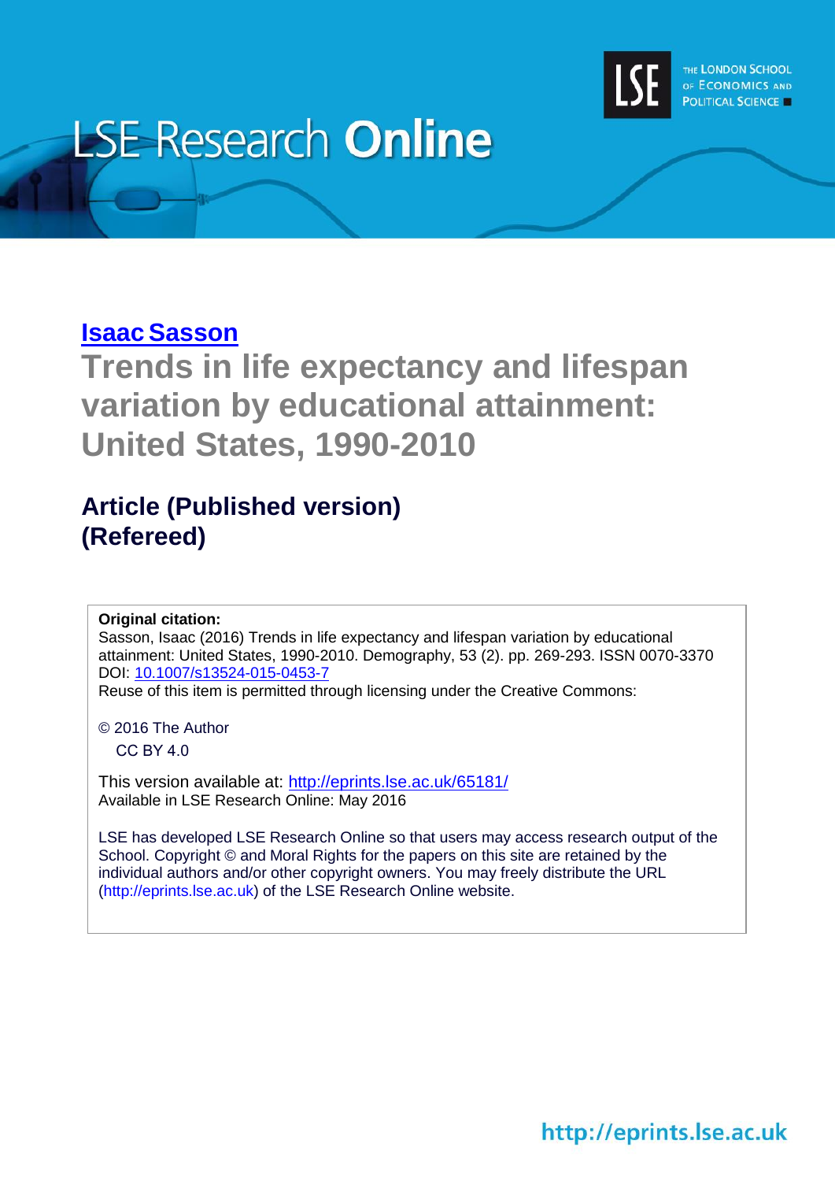# LSE Research Online

[Isaac Sasson](#)

## Trends in life expectancy and lifespan variation by educational attainment: United States, 1990-2010

### Article (Published version)
### (Refereed)

**Original citation:**
Sasson, Isaac (2016) Trends in life expectancy and lifespan variation by educational attainment: United States, 1990-2010. Demography, 53 (2). pp. 269-293. ISSN 0070-3370
DOI: [10.1007/s13524-015-0453-7](https://doi.org/10.1007/s13524-015-0453-7)
Reuse of this item is permitted through licensing under the Creative Commons:

© 2016 The Author
CC BY 4.0

This version available at: [http://eprints.lse.ac.uk/65181/](http://eprints.lse.ac.uk/65181/)
Available in LSE Research Online: May 2016

LSE has developed LSE Research Online so that users may access research output of the School. Copyright © and Moral Rights for the papers on this site are retained by the individual authors and/or other copyright owners. You may freely distribute the URL (http://eprints.lse.ac.uk) of the LSE Research Online website.

http://eprints.lse.ac.uk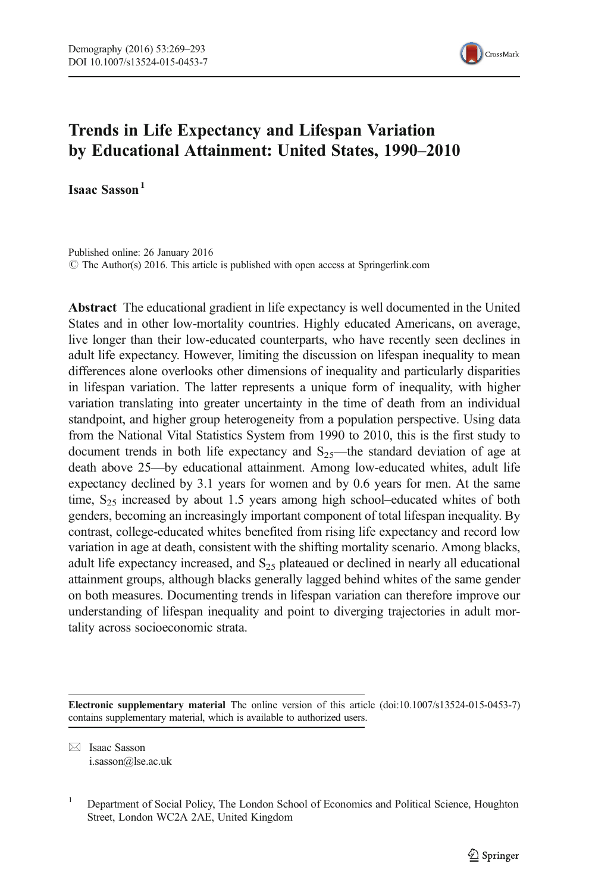# Trends in Life Expectancy and Lifespan Variation by Educational Attainment: United States, 1990–2010

**Isaac Sasson**[1]

Published online: 26 January 2016
© The Author(s) 2016. This article is published with open access at Springerlink.com

**Abstract** The educational gradient in life expectancy is well documented in the United States and in other low-mortality countries. Highly educated Americans, on average, live longer than their low-educated counterparts, who have recently seen declines in adult life expectancy. However, limiting the discussion on lifespan inequality to mean differences alone overlooks other dimensions of inequality and particularly disparities in lifespan variation. The latter represents a unique form of inequality, with higher variation translating into greater uncertainty in the time of death from an individual standpoint, and higher group heterogeneity from a population perspective. Using data from the National Vital Statistics System from 1990 to 2010, this is the first study to document trends in both life expectancy and $S_{25}$—the standard deviation of age at death above 25—by educational attainment. Among low-educated whites, adult life expectancy declined by 3.1 years for women and by 0.6 years for men. At the same time, $S_{25}$ increased by about 1.5 years among high school–educated whites of both genders, becoming an increasingly important component of total lifespan inequality. By contrast, college-educated whites benefited from rising life expectancy and record low variation in age at death, consistent with the shifting mortality scenario. Among blacks, adult life expectancy increased, and $S_{25}$ plateaued or declined in nearly all educational attainment groups, although blacks generally lagged behind whites of the same gender on both measures. Documenting trends in lifespan variation can therefore improve our understanding of lifespan inequality and point to diverging trajectories in adult mortality across socioeconomic strata.

---

**Electronic supplementary material** The online version of this article (doi:10.1007/s13524-015-0453-7) contains supplementary material, which is available to authorized users.

✉ Isaac Sasson
i.sasson@lse.ac.uk

[1] Department of Social Policy, The London School of Economics and Political Science, Houghton Street, London WC2A 2AE, United Kingdom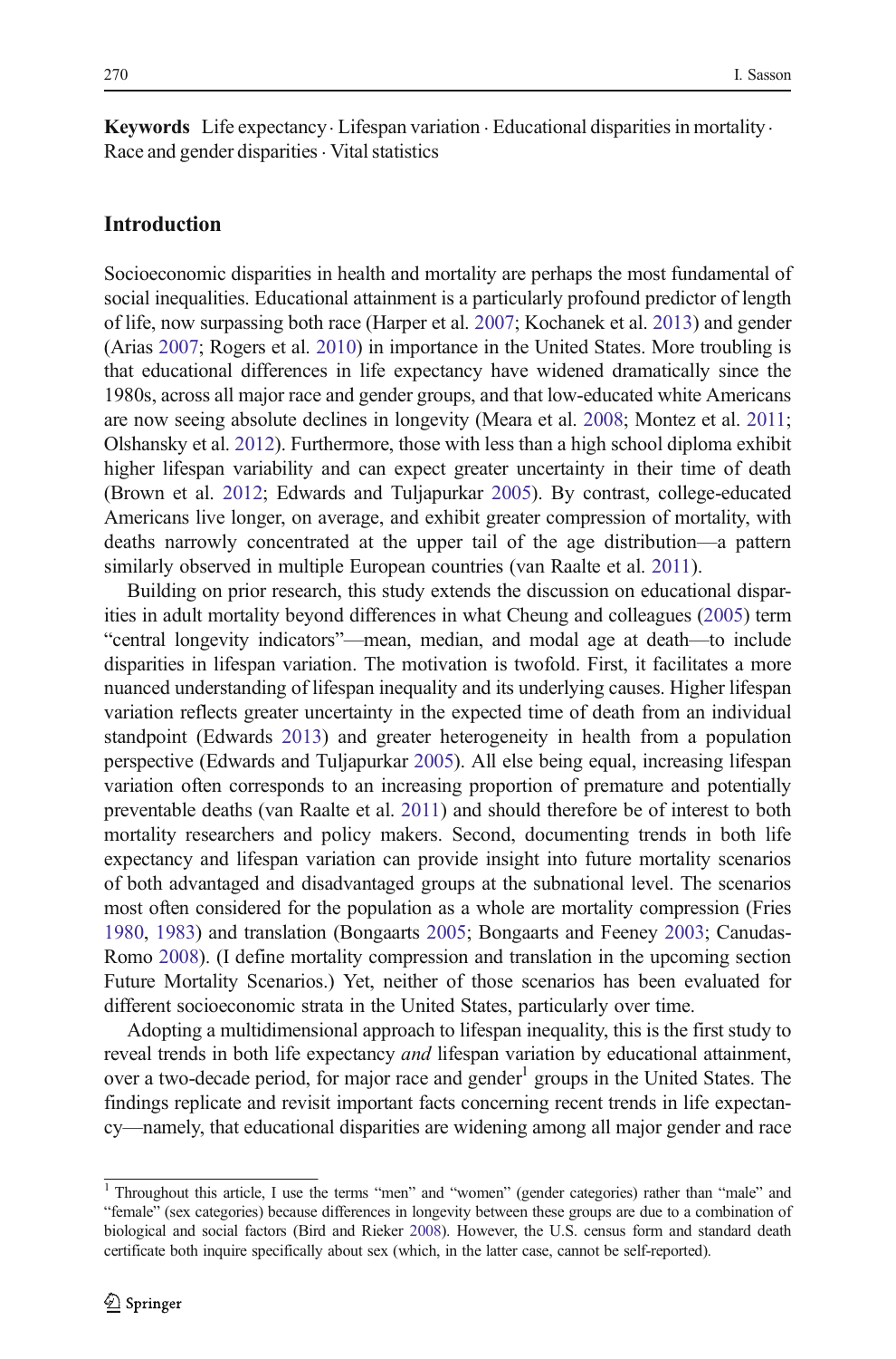**Keywords** Life expectancy · Lifespan variation · Educational disparities in mortality · Race and gender disparities · Vital statistics

## Introduction

Socioeconomic disparities in health and mortality are perhaps the most fundamental of social inequalities. Educational attainment is a particularly profound predictor of length of life, now surpassing both race (Harper et al. 2007; Kochanek et al. 2013) and gender (Arias 2007; Rogers et al. 2010) in importance in the United States. More troubling is that educational differences in life expectancy have widened dramatically since the 1980s, across all major race and gender groups, and that low-educated white Americans are now seeing absolute declines in longevity (Meara et al. 2008; Montez et al. 2011; Olshansky et al. 2012). Furthermore, those with less than a high school diploma exhibit higher lifespan variability and can expect greater uncertainty in their time of death (Brown et al. 2012; Edwards and Tuljapurkar 2005). By contrast, college-educated Americans live longer, on average, and exhibit greater compression of mortality, with deaths narrowly concentrated at the upper tail of the age distribution—a pattern similarly observed in multiple European countries (van Raalte et al. 2011).

Building on prior research, this study extends the discussion on educational disparities in adult mortality beyond differences in what Cheung and colleagues (2005) term "central longevity indicators"—mean, median, and modal age at death—to include disparities in lifespan variation. The motivation is twofold. First, it facilitates a more nuanced understanding of lifespan inequality and its underlying causes. Higher lifespan variation reflects greater uncertainty in the expected time of death from an individual standpoint (Edwards 2013) and greater heterogeneity in health from a population perspective (Edwards and Tuljapurkar 2005). All else being equal, increasing lifespan variation often corresponds to an increasing proportion of premature and potentially preventable deaths (van Raalte et al. 2011) and should therefore be of interest to both mortality researchers and policy makers. Second, documenting trends in both life expectancy and lifespan variation can provide insight into future mortality scenarios of both advantaged and disadvantaged groups at the subnational level. The scenarios most often considered for the population as a whole are mortality compression (Fries 1980, 1983) and translation (Bongaarts 2005; Bongaarts and Feeney 2003; Canudas-Romo 2008). (I define mortality compression and translation in the upcoming section Future Mortality Scenarios.) Yet, neither of those scenarios has been evaluated for different socioeconomic strata in the United States, particularly over time.

Adopting a multidimensional approach to lifespan inequality, this is the first study to reveal trends in both life expectancy *and* lifespan variation by educational attainment, over a two-decade period, for major race and gender[1] groups in the United States. The findings replicate and revisit important facts concerning recent trends in life expectancy—namely, that educational disparities are widening among all major gender and race

[1] Throughout this article, I use the terms "men" and "women" (gender categories) rather than "male" and "female" (sex categories) because differences in longevity between these groups are due to a combination of biological and social factors (Bird and Rieker 2008). However, the U.S. census form and standard death certificate both inquire specifically about sex (which, in the latter case, cannot be self-reported).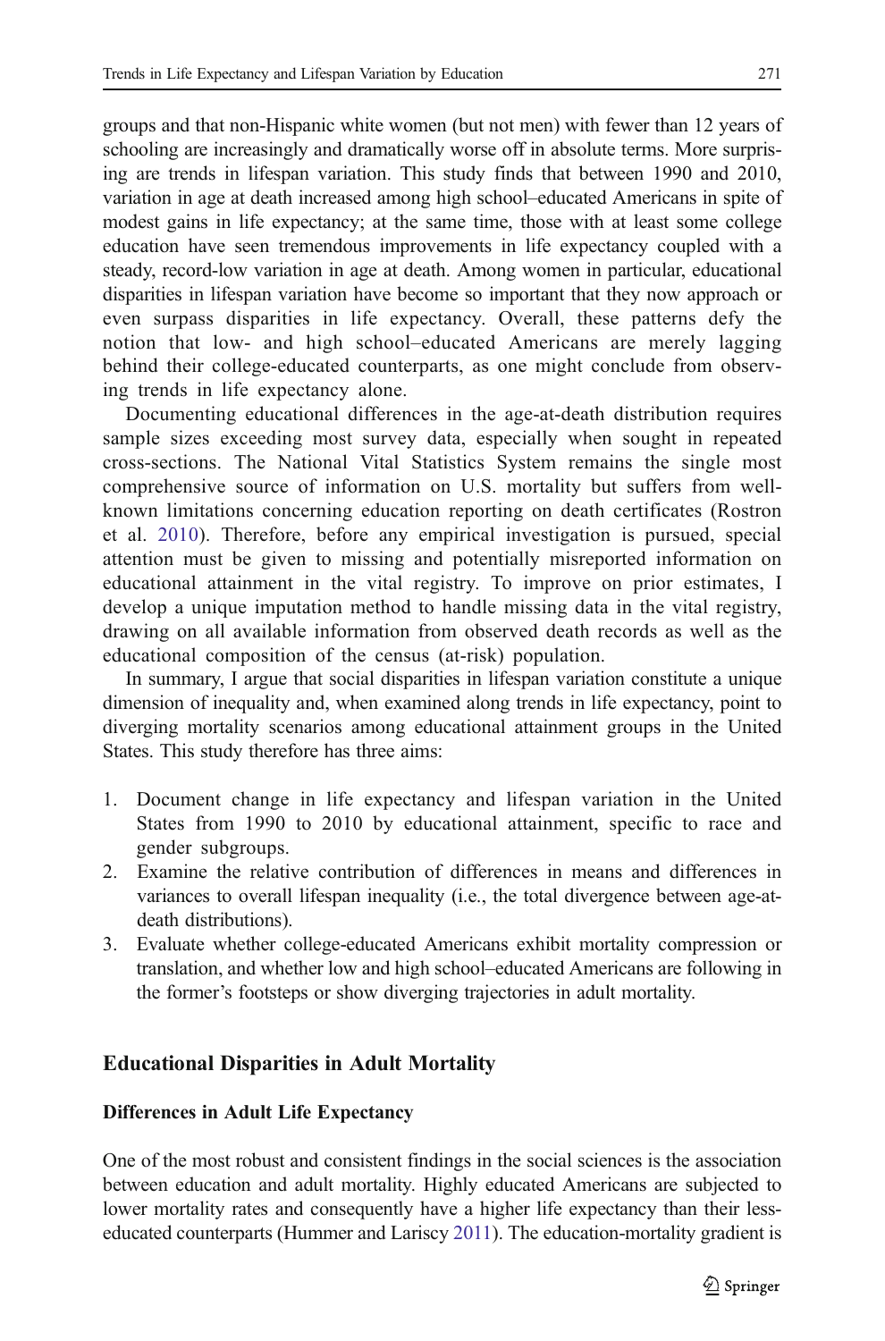groups and that non-Hispanic white women (but not men) with fewer than 12 years of schooling are increasingly and dramatically worse off in absolute terms. More surprising are trends in lifespan variation. This study finds that between 1990 and 2010, variation in age at death increased among high school–educated Americans in spite of modest gains in life expectancy; at the same time, those with at least some college education have seen tremendous improvements in life expectancy coupled with a steady, record-low variation in age at death. Among women in particular, educational disparities in lifespan variation have become so important that they now approach or even surpass disparities in life expectancy. Overall, these patterns defy the notion that low- and high school–educated Americans are merely lagging behind their college-educated counterparts, as one might conclude from observing trends in life expectancy alone.

Documenting educational differences in the age-at-death distribution requires sample sizes exceeding most survey data, especially when sought in repeated cross-sections. The National Vital Statistics System remains the single most comprehensive source of information on U.S. mortality but suffers from well-known limitations concerning education reporting on death certificates (Rostron et al. 2010). Therefore, before any empirical investigation is pursued, special attention must be given to missing and potentially misreported information on educational attainment in the vital registry. To improve on prior estimates, I develop a unique imputation method to handle missing data in the vital registry, drawing on all available information from observed death records as well as the educational composition of the census (at-risk) population.

In summary, I argue that social disparities in lifespan variation constitute a unique dimension of inequality and, when examined along trends in life expectancy, point to diverging mortality scenarios among educational attainment groups in the United States. This study therefore has three aims:

1. Document change in life expectancy and lifespan variation in the United States from 1990 to 2010 by educational attainment, specific to race and gender subgroups.
2. Examine the relative contribution of differences in means and differences in variances to overall lifespan inequality (i.e., the total divergence between age-at-death distributions).
3. Evaluate whether college-educated Americans exhibit mortality compression or translation, and whether low and high school–educated Americans are following in the former's footsteps or show diverging trajectories in adult mortality.

## Educational Disparities in Adult Mortality

### Differences in Adult Life Expectancy

One of the most robust and consistent findings in the social sciences is the association between education and adult mortality. Highly educated Americans are subjected to lower mortality rates and consequently have a higher life expectancy than their less-educated counterparts (Hummer and Lariscy 2011). The education-mortality gradient is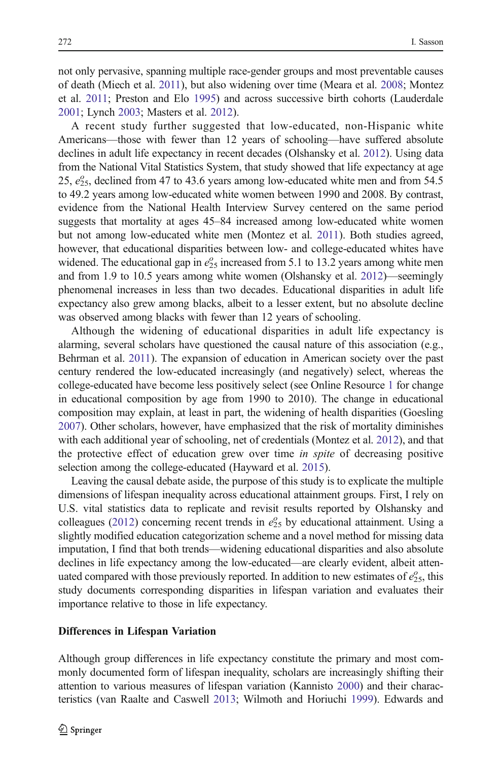not only pervasive, spanning multiple race-gender groups and most preventable causes of death (Miech et al. 2011), but also widening over time (Meara et al. 2008; Montez et al. 2011; Preston and Elo 1995) and across successive birth cohorts (Lauderdale 2001; Lynch 2003; Masters et al. 2012).

A recent study further suggested that low-educated, non-Hispanic white Americans—those with fewer than 12 years of schooling—have suffered absolute declines in adult life expectancy in recent decades (Olshansky et al. 2012). Using data from the National Vital Statistics System, that study showed that life expectancy at age 25, $e^o_{25}$, declined from 47 to 43.6 years among low-educated white men and from 54.5 to 49.2 years among low-educated white women between 1990 and 2008. By contrast, evidence from the National Health Interview Survey centered on the same period suggests that mortality at ages 45–84 increased among low-educated white women but not among low-educated white men (Montez et al. 2011). Both studies agreed, however, that educational disparities between low- and college-educated whites have widened. The educational gap in $e^o_{25}$ increased from 5.1 to 13.2 years among white men and from 1.9 to 10.5 years among white women (Olshansky et al. 2012)—seemingly phenomenal increases in less than two decades. Educational disparities in adult life expectancy also grew among blacks, albeit to a lesser extent, but no absolute decline was observed among blacks with fewer than 12 years of schooling.

Although the widening of educational disparities in adult life expectancy is alarming, several scholars have questioned the causal nature of this association (e.g., Behrman et al. 2011). The expansion of education in American society over the past century rendered the low-educated increasingly (and negatively) select, whereas the college-educated have become less positively select (see Online Resource 1 for change in educational composition by age from 1990 to 2010). The change in educational composition may explain, at least in part, the widening of health disparities (Goesling 2007). Other scholars, however, have emphasized that the risk of mortality diminishes with each additional year of schooling, net of credentials (Montez et al. 2012), and that the protective effect of education grew over time *in spite* of decreasing positive selection among the college-educated (Hayward et al. 2015).

Leaving the causal debate aside, the purpose of this study is to explicate the multiple dimensions of lifespan inequality across educational attainment groups. First, I rely on U.S. vital statistics data to replicate and revisit results reported by Olshansky and colleagues (2012) concerning recent trends in $e^o_{25}$ by educational attainment. Using a slightly modified education categorization scheme and a novel method for missing data imputation, I find that both trends—widening educational disparities and also absolute declines in life expectancy among the low-educated—are clearly evident, albeit attenuated compared with those previously reported. In addition to new estimates of $e^o_{25}$, this study documents corresponding disparities in lifespan variation and evaluates their importance relative to those in life expectancy.

## Differences in Lifespan Variation

Although group differences in life expectancy constitute the primary and most commonly documented form of lifespan inequality, scholars are increasingly shifting their attention to various measures of lifespan variation (Kannisto 2000) and their characteristics (van Raalte and Caswell 2013; Wilmoth and Horiuchi 1999). Edwards and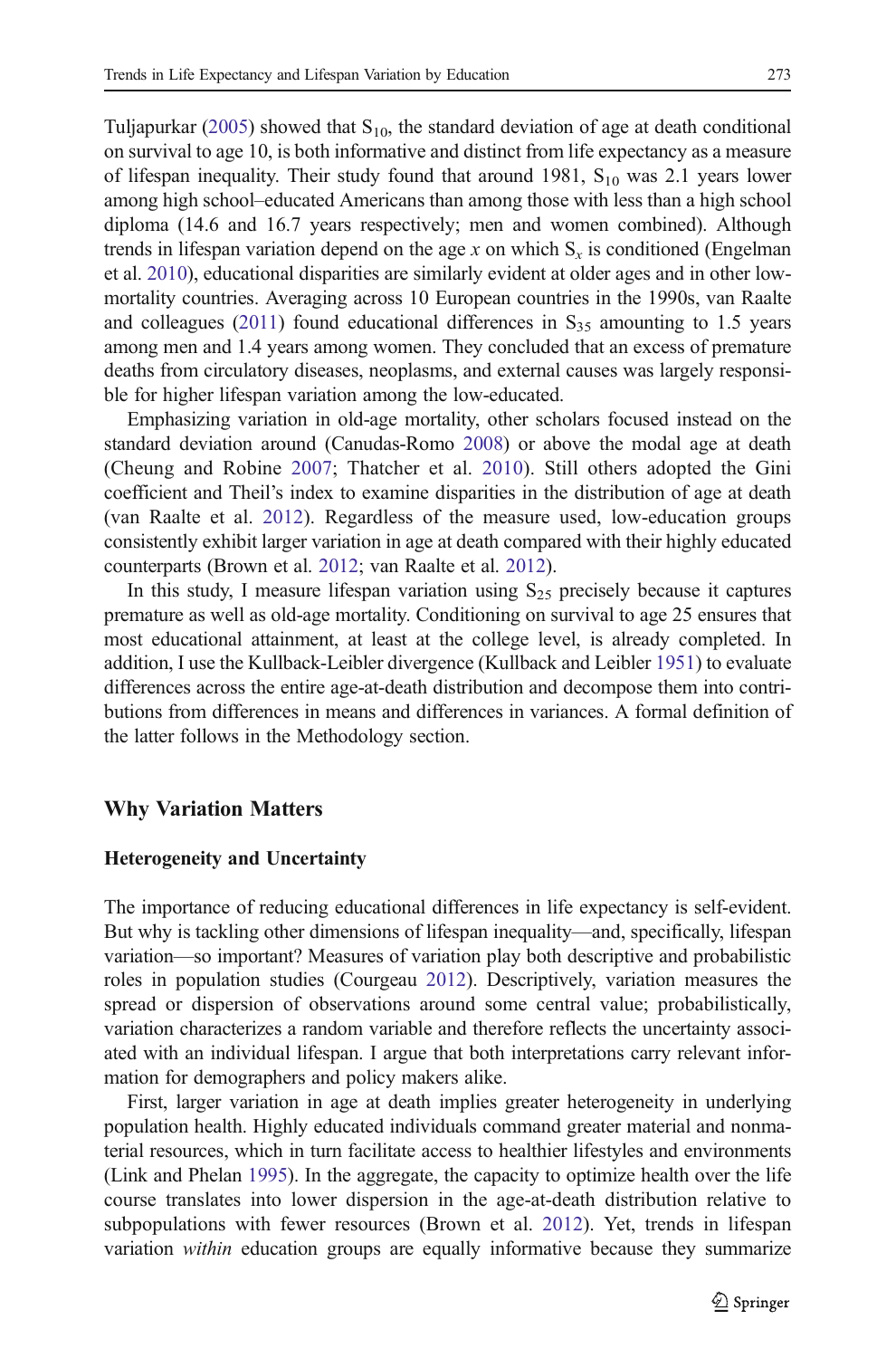Tuljapurkar (2005) showed that $S_{10}$, the standard deviation of age at death conditional on survival to age 10, is both informative and distinct from life expectancy as a measure of lifespan inequality. Their study found that around 1981, $S_{10}$ was 2.1 years lower among high school–educated Americans than among those with less than a high school diploma (14.6 and 16.7 years respectively; men and women combined). Although trends in lifespan variation depend on the age $x$ on which $S_x$ is conditioned (Engelman et al. 2010), educational disparities are similarly evident at older ages and in other low-mortality countries. Averaging across 10 European countries in the 1990s, van Raalte and colleagues (2011) found educational differences in $S_{35}$ amounting to 1.5 years among men and 1.4 years among women. They concluded that an excess of premature deaths from circulatory diseases, neoplasms, and external causes was largely responsible for higher lifespan variation among the low-educated.

Emphasizing variation in old-age mortality, other scholars focused instead on the standard deviation around (Canudas-Romo 2008) or above the modal age at death (Cheung and Robine 2007; Thatcher et al. 2010). Still others adopted the Gini coefficient and Theil's index to examine disparities in the distribution of age at death (van Raalte et al. 2012). Regardless of the measure used, low-education groups consistently exhibit larger variation in age at death compared with their highly educated counterparts (Brown et al. 2012; van Raalte et al. 2012).

In this study, I measure lifespan variation using $S_{25}$ precisely because it captures premature as well as old-age mortality. Conditioning on survival to age 25 ensures that most educational attainment, at least at the college level, is already completed. In addition, I use the Kullback-Leibler divergence (Kullback and Leibler 1951) to evaluate differences across the entire age-at-death distribution and decompose them into contributions from differences in means and differences in variances. A formal definition of the latter follows in the Methodology section.

## Why Variation Matters

### Heterogeneity and Uncertainty

The importance of reducing educational differences in life expectancy is self-evident. But why is tackling other dimensions of lifespan inequality—and, specifically, lifespan variation—so important? Measures of variation play both descriptive and probabilistic roles in population studies (Courgeau 2012). Descriptively, variation measures the spread or dispersion of observations around some central value; probabilistically, variation characterizes a random variable and therefore reflects the uncertainty associated with an individual lifespan. I argue that both interpretations carry relevant information for demographers and policy makers alike.

First, larger variation in age at death implies greater heterogeneity in underlying population health. Highly educated individuals command greater material and nonmaterial resources, which in turn facilitate access to healthier lifestyles and environments (Link and Phelan 1995). In the aggregate, the capacity to optimize health over the life course translates into lower dispersion in the age-at-death distribution relative to subpopulations with fewer resources (Brown et al. 2012). Yet, trends in lifespan variation *within* education groups are equally informative because they summarize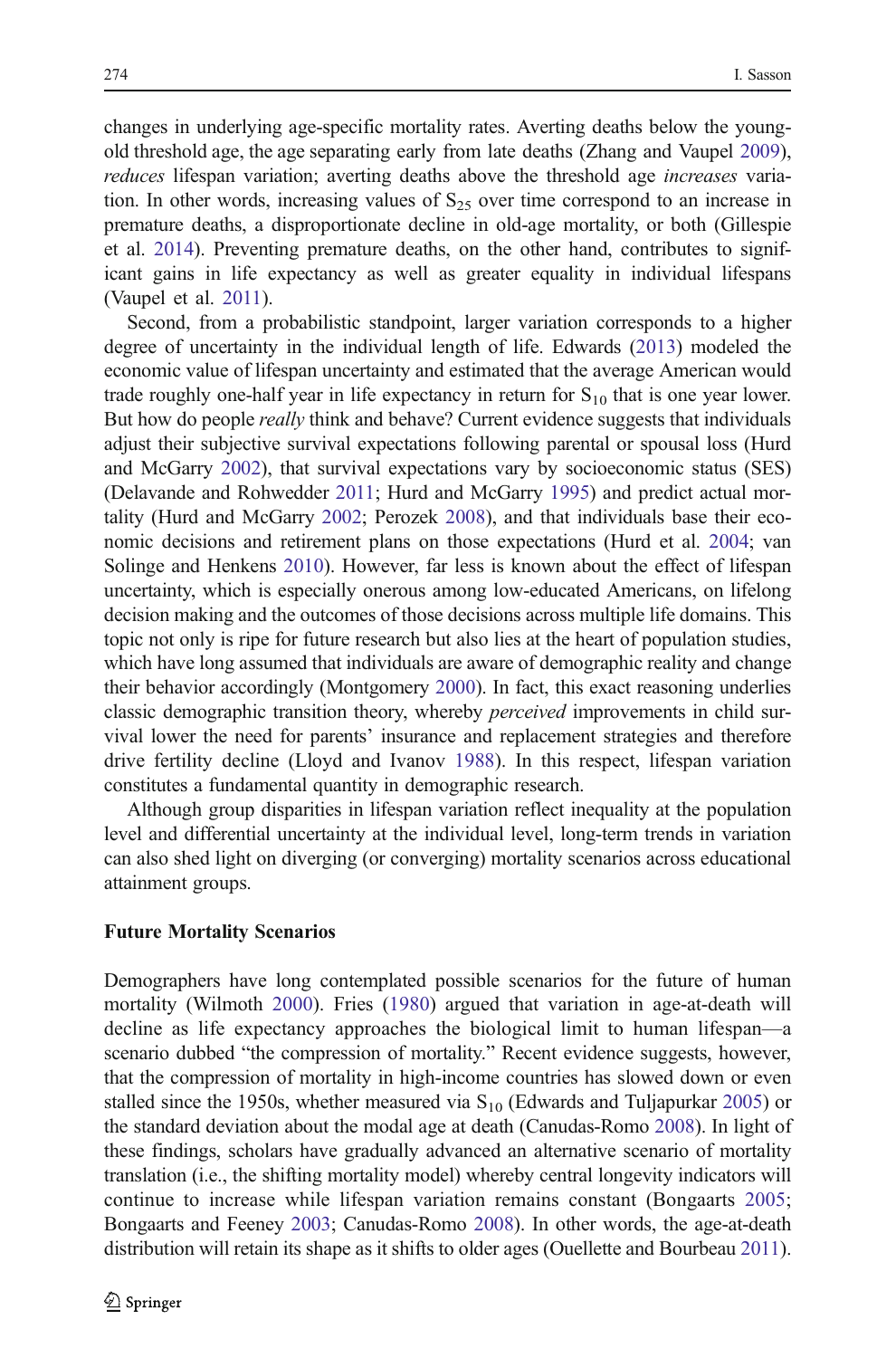changes in underlying age-specific mortality rates. Averting deaths below the young-old threshold age, the age separating early from late deaths (Zhang and Vaupel 2009), *reduces* lifespan variation; averting deaths above the threshold age *increases* variation. In other words, increasing values of $S_{25}$ over time correspond to an increase in premature deaths, a disproportionate decline in old-age mortality, or both (Gillespie et al. 2014). Preventing premature deaths, on the other hand, contributes to significant gains in life expectancy as well as greater equality in individual lifespans (Vaupel et al. 2011).

Second, from a probabilistic standpoint, larger variation corresponds to a higher degree of uncertainty in the individual length of life. Edwards (2013) modeled the economic value of lifespan uncertainty and estimated that the average American would trade roughly one-half year in life expectancy in return for $S_{10}$ that is one year lower. But how do people *really* think and behave? Current evidence suggests that individuals adjust their subjective survival expectations following parental or spousal loss (Hurd and McGarry 2002), that survival expectations vary by socioeconomic status (SES) (Delavande and Rohwedder 2011; Hurd and McGarry 1995) and predict actual mortality (Hurd and McGarry 2002; Perozek 2008), and that individuals base their economic decisions and retirement plans on those expectations (Hurd et al. 2004; van Solinge and Henkens 2010). However, far less is known about the effect of lifespan uncertainty, which is especially onerous among low-educated Americans, on lifelong decision making and the outcomes of those decisions across multiple life domains. This topic not only is ripe for future research but also lies at the heart of population studies, which have long assumed that individuals are aware of demographic reality and change their behavior accordingly (Montgomery 2000). In fact, this exact reasoning underlies classic demographic transition theory, whereby *perceived* improvements in child survival lower the need for parents' insurance and replacement strategies and therefore drive fertility decline (Lloyd and Ivanov 1988). In this respect, lifespan variation constitutes a fundamental quantity in demographic research.

Although group disparities in lifespan variation reflect inequality at the population level and differential uncertainty at the individual level, long-term trends in variation can also shed light on diverging (or converging) mortality scenarios across educational attainment groups.

### Future Mortality Scenarios

Demographers have long contemplated possible scenarios for the future of human mortality (Wilmoth 2000). Fries (1980) argued that variation in age-at-death will decline as life expectancy approaches the biological limit to human lifespan—a scenario dubbed "the compression of mortality." Recent evidence suggests, however, that the compression of mortality in high-income countries has slowed down or even stalled since the 1950s, whether measured via $S_{10}$ (Edwards and Tuljapurkar 2005) or the standard deviation about the modal age at death (Canudas-Romo 2008). In light of these findings, scholars have gradually advanced an alternative scenario of mortality translation (i.e., the shifting mortality model) whereby central longevity indicators will continue to increase while lifespan variation remains constant (Bongaarts 2005; Bongaarts and Feeney 2003; Canudas-Romo 2008). In other words, the age-at-death distribution will retain its shape as it shifts to older ages (Ouellette and Bourbeau 2011).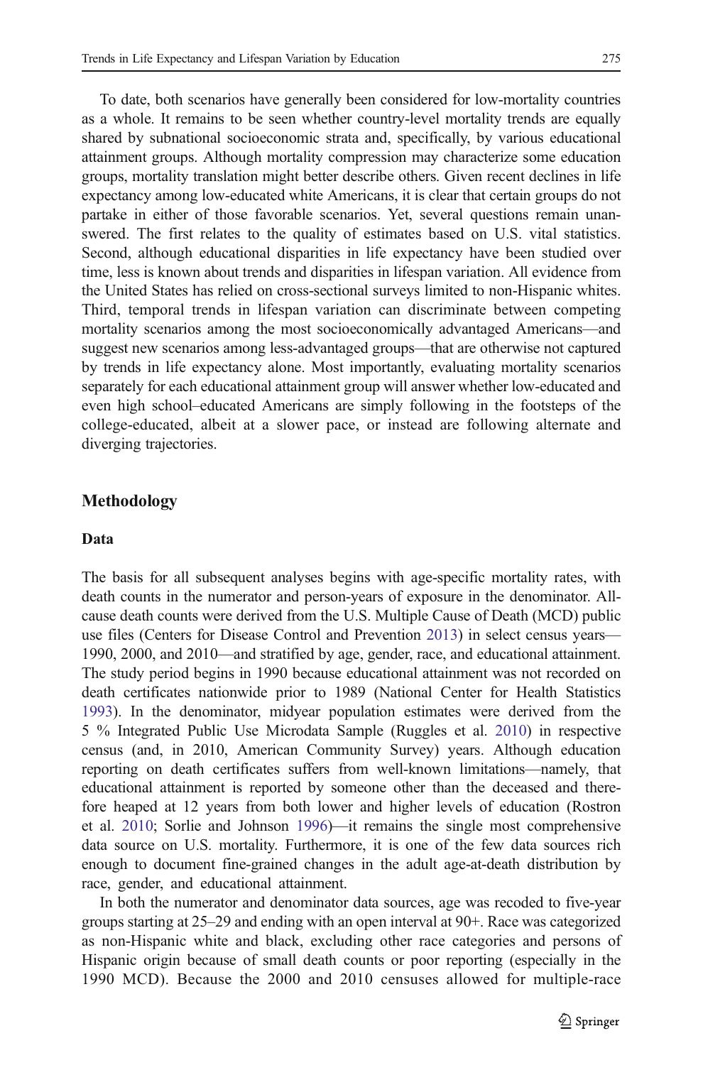To date, both scenarios have generally been considered for low-mortality countries as a whole. It remains to be seen whether country-level mortality trends are equally shared by subnational socioeconomic strata and, specifically, by various educational attainment groups. Although mortality compression may characterize some education groups, mortality translation might better describe others. Given recent declines in life expectancy among low-educated white Americans, it is clear that certain groups do not partake in either of those favorable scenarios. Yet, several questions remain unanswered. The first relates to the quality of estimates based on U.S. vital statistics. Second, although educational disparities in life expectancy have been studied over time, less is known about trends and disparities in lifespan variation. All evidence from the United States has relied on cross-sectional surveys limited to non-Hispanic whites. Third, temporal trends in lifespan variation can discriminate between competing mortality scenarios among the most socioeconomically advantaged Americans—and suggest new scenarios among less-advantaged groups—that are otherwise not captured by trends in life expectancy alone. Most importantly, evaluating mortality scenarios separately for each educational attainment group will answer whether low-educated and even high school–educated Americans are simply following in the footsteps of the college-educated, albeit at a slower pace, or instead are following alternate and diverging trajectories.

## Methodology

### Data

The basis for all subsequent analyses begins with age-specific mortality rates, with death counts in the numerator and person-years of exposure in the denominator. All-cause death counts were derived from the U.S. Multiple Cause of Death (MCD) public use files (Centers for Disease Control and Prevention 2013) in select census years—1990, 2000, and 2010—and stratified by age, gender, race, and educational attainment. The study period begins in 1990 because educational attainment was not recorded on death certificates nationwide prior to 1989 (National Center for Health Statistics 1993). In the denominator, midyear population estimates were derived from the 5 % Integrated Public Use Microdata Sample (Ruggles et al. 2010) in respective census (and, in 2010, American Community Survey) years. Although education reporting on death certificates suffers from well-known limitations—namely, that educational attainment is reported by someone other than the deceased and therefore heaped at 12 years from both lower and higher levels of education (Rostron et al. 2010; Sorlie and Johnson 1996)—it remains the single most comprehensive data source on U.S. mortality. Furthermore, it is one of the few data sources rich enough to document fine-grained changes in the adult age-at-death distribution by race, gender, and educational attainment.

In both the numerator and denominator data sources, age was recoded to five-year groups starting at 25–29 and ending with an open interval at 90+. Race was categorized as non-Hispanic white and black, excluding other race categories and persons of Hispanic origin because of small death counts or poor reporting (especially in the 1990 MCD). Because the 2000 and 2010 censuses allowed for multiple-race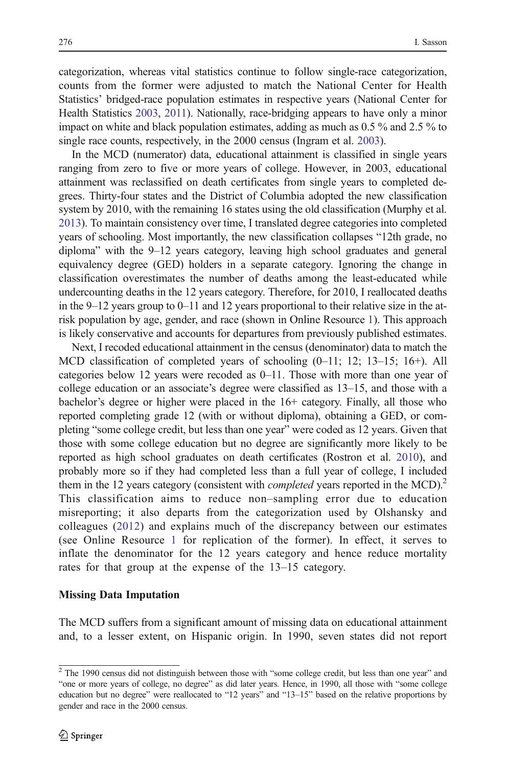categorization, whereas vital statistics continue to follow single-race categorization, counts from the former were adjusted to match the National Center for Health Statistics' bridged-race population estimates in respective years (National Center for Health Statistics 2003, 2011). Nationally, race-bridging appears to have only a minor impact on white and black population estimates, adding as much as 0.5 % and 2.5 % to single race counts, respectively, in the 2000 census (Ingram et al. 2003).

In the MCD (numerator) data, educational attainment is classified in single years ranging from zero to five or more years of college. However, in 2003, educational attainment was reclassified on death certificates from single years to completed degrees. Thirty-four states and the District of Columbia adopted the new classification system by 2010, with the remaining 16 states using the old classification (Murphy et al. 2013). To maintain consistency over time, I translated degree categories into completed years of schooling. Most importantly, the new classification collapses "12th grade, no diploma" with the 9–12 years category, leaving high school graduates and general equivalency degree (GED) holders in a separate category. Ignoring the change in classification overestimates the number of deaths among the least-educated while undercounting deaths in the 12 years category. Therefore, for 2010, I reallocated deaths in the 9–12 years group to 0–11 and 12 years proportional to their relative size in the at-risk population by age, gender, and race (shown in Online Resource 1). This approach is likely conservative and accounts for departures from previously published estimates.

Next, I recoded educational attainment in the census (denominator) data to match the MCD classification of completed years of schooling (0–11; 12; 13–15; 16+). All categories below 12 years were recoded as 0–11. Those with more than one year of college education or an associate's degree were classified as 13–15, and those with a bachelor's degree or higher were placed in the 16+ category. Finally, all those who reported completing grade 12 (with or without diploma), obtaining a GED, or completing "some college credit, but less than one year" were coded as 12 years. Given that those with some college education but no degree are significantly more likely to be reported as high school graduates on death certificates (Rostron et al. 2010), and probably more so if they had completed less than a full year of college, I included them in the 12 years category (consistent with *completed* years reported in the MCD).[2] This classification aims to reduce non–sampling error due to education misreporting; it also departs from the categorization used by Olshansky and colleagues (2012) and explains much of the discrepancy between our estimates (see Online Resource 1 for replication of the former). In effect, it serves to inflate the denominator for the 12 years category and hence reduce mortality rates for that group at the expense of the 13–15 category.

### Missing Data Imputation

The MCD suffers from a significant amount of missing data on educational attainment and, to a lesser extent, on Hispanic origin. In 1990, seven states did not report

[2] The 1990 census did not distinguish between those with "some college credit, but less than one year" and "one or more years of college, no degree" as did later years. Hence, in 1990, all those with "some college education but no degree" were reallocated to "12 years" and "13–15" based on the relative proportions by gender and race in the 2000 census.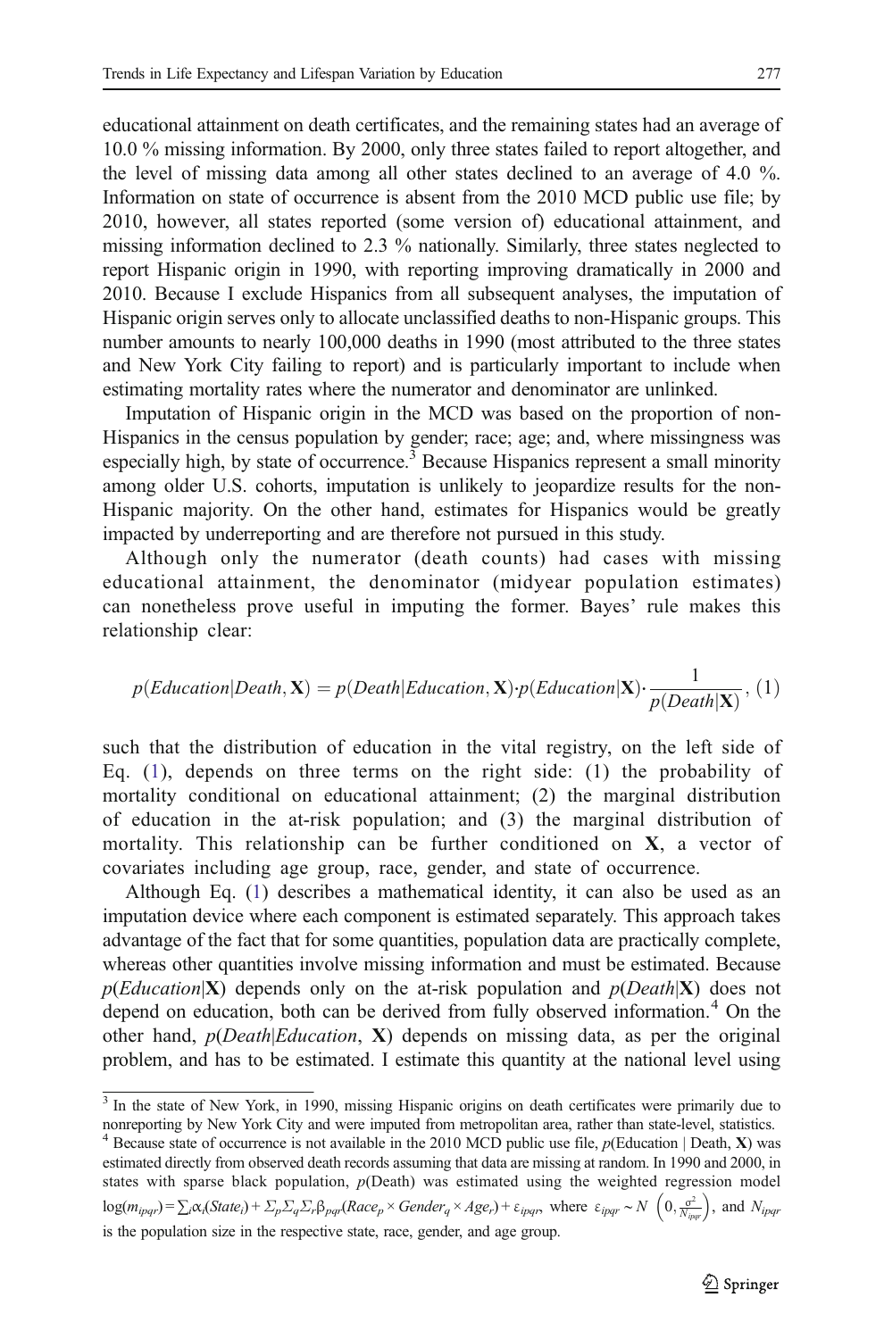educational attainment on death certificates, and the remaining states had an average of 10.0 % missing information. By 2000, only three states failed to report altogether, and the level of missing data among all other states declined to an average of 4.0 %. Information on state of occurrence is absent from the 2010 MCD public use file; by 2010, however, all states reported (some version of) educational attainment, and missing information declined to 2.3 % nationally. Similarly, three states neglected to report Hispanic origin in 1990, with reporting improving dramatically in 2000 and 2010. Because I exclude Hispanics from all subsequent analyses, the imputation of Hispanic origin serves only to allocate unclassified deaths to non-Hispanic groups. This number amounts to nearly 100,000 deaths in 1990 (most attributed to the three states and New York City failing to report) and is particularly important to include when estimating mortality rates where the numerator and denominator are unlinked.

Imputation of Hispanic origin in the MCD was based on the proportion of non-Hispanics in the census population by gender; race; age; and, where missingness was especially high, by state of occurrence.[3] Because Hispanics represent a small minority among older U.S. cohorts, imputation is unlikely to jeopardize results for the non-Hispanic majority. On the other hand, estimates for Hispanics would be greatly impacted by underreporting and are therefore not pursued in this study.

Although only the numerator (death counts) had cases with missing educational attainment, the denominator (midyear population estimates) can nonetheless prove useful in imputing the former. Bayes' rule makes this relationship clear:

$$p(Education|Death, \mathbf{X}) = p(Death|Education, \mathbf{X}) \cdot p(Education|\mathbf{X}) \cdot \frac{1}{p(Death|\mathbf{X})}, \quad (1)$$

such that the distribution of education in the vital registry, on the left side of Eq. (1), depends on three terms on the right side: (1) the probability of mortality conditional on educational attainment; (2) the marginal distribution of education in the at-risk population; and (3) the marginal distribution of mortality. This relationship can be further conditioned on $\mathbf{X}$, a vector of covariates including age group, race, gender, and state of occurrence.

Although Eq. (1) describes a mathematical identity, it can also be used as an imputation device where each component is estimated separately. This approach takes advantage of the fact that for some quantities, population data are practically complete, whereas other quantities involve missing information and must be estimated. Because $p(Education|\mathbf{X})$ depends only on the at-risk population and $p(Death|\mathbf{X})$ does not depend on education, both can be derived from fully observed information.[4] On the other hand, $p(Death|Education, \mathbf{X})$ depends on missing data, as per the original problem, and has to be estimated. I estimate this quantity at the national level using

---

[3] In the state of New York, in 1990, missing Hispanic origins on death certificates were primarily due to nonreporting by New York City and were imputed from metropolitan area, rather than state-level, statistics.

[4] Because state of occurrence is not available in the 2010 MCD public use file, $p$(Education | Death, $\mathbf{X}$) was estimated directly from observed death records assuming that data are missing at random. In 1990 and 2000, in states with sparse black population, $p$(Death) was estimated using the weighted regression model $\log(m_{ipqr}) = \sum_i \alpha_i(State_i) + \Sigma_p \Sigma_q \Sigma_r \beta_{pqr}(Race_p \times Gender_q \times Age_r) + \varepsilon_{ipqr}$, where $\varepsilon_{ipqr} \sim N\left(0, \frac{\sigma^2}{N_{ipqr}}\right)$, and $N_{ipqr}$ is the population size in the respective state, race, gender, and age group.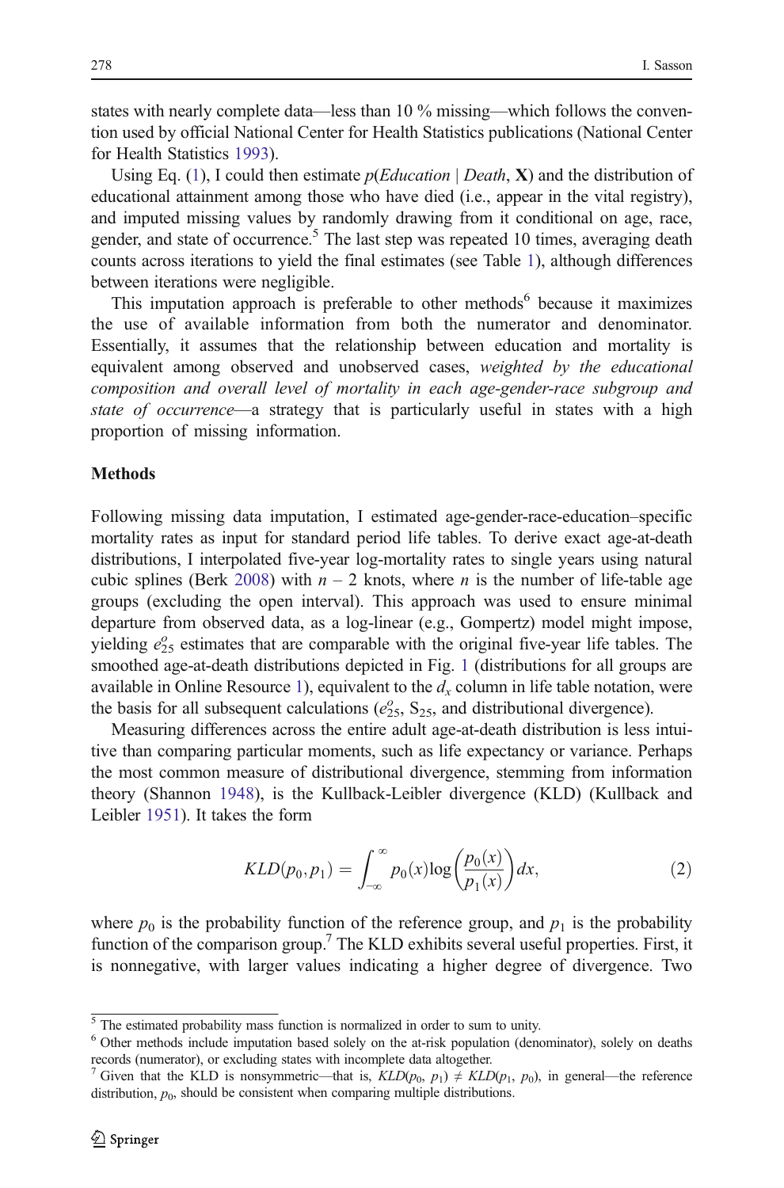states with nearly complete data—less than 10 % missing—which follows the convention used by official National Center for Health Statistics publications (National Center for Health Statistics 1993).

Using Eq. (1), I could then estimate $p(Education \mid Death, \mathbf{X})$ and the distribution of educational attainment among those who have died (i.e., appear in the vital registry), and imputed missing values by randomly drawing from it conditional on age, race, gender, and state of occurrence.[5] The last step was repeated 10 times, averaging death counts across iterations to yield the final estimates (see Table 1), although differences between iterations were negligible.

This imputation approach is preferable to other methods[6] because it maximizes the use of available information from both the numerator and denominator. Essentially, it assumes that the relationship between education and mortality is equivalent among observed and unobserved cases, *weighted by the educational composition and overall level of mortality in each age-gender-race subgroup and state of occurrence*—a strategy that is particularly useful in states with a high proportion of missing information.

## Methods

Following missing data imputation, I estimated age-gender-race-education–specific mortality rates as input for standard period life tables. To derive exact age-at-death distributions, I interpolated five-year log-mortality rates to single years using natural cubic splines (Berk 2008) with $n - 2$ knots, where $n$ is the number of life-table age groups (excluding the open interval). This approach was used to ensure minimal departure from observed data, as a log-linear (e.g., Gompertz) model might impose, yielding $e^o_{25}$ estimates that are comparable with the original five-year life tables. The smoothed age-at-death distributions depicted in Fig. 1 (distributions for all groups are available in Online Resource 1), equivalent to the $d_x$ column in life table notation, were the basis for all subsequent calculations ($e^o_{25}$, $S_{25}$, and distributional divergence).

Measuring differences across the entire adult age-at-death distribution is less intuitive than comparing particular moments, such as life expectancy or variance. Perhaps the most common measure of distributional divergence, stemming from information theory (Shannon 1948), is the Kullback-Leibler divergence (KLD) (Kullback and Leibler 1951). It takes the form

$$KLD(p_0, p_1) = \int_{-\infty}^{\infty} p_0(x) \log\left(\frac{p_0(x)}{p_1(x)}\right) dx, \tag{2}$$

where $p_0$ is the probability function of the reference group, and $p_1$ is the probability function of the comparison group.[7] The KLD exhibits several useful properties. First, it is nonnegative, with larger values indicating a higher degree of divergence. Two

---

[5] The estimated probability mass function is normalized in order to sum to unity.

[6] Other methods include imputation based solely on the at-risk population (denominator), solely on deaths records (numerator), or excluding states with incomplete data altogether.

[7] Given that the KLD is nonsymmetric—that is, $KLD(p_0, p_1) \neq KLD(p_1, p_0)$, in general—the reference distribution, $p_0$, should be consistent when comparing multiple distributions.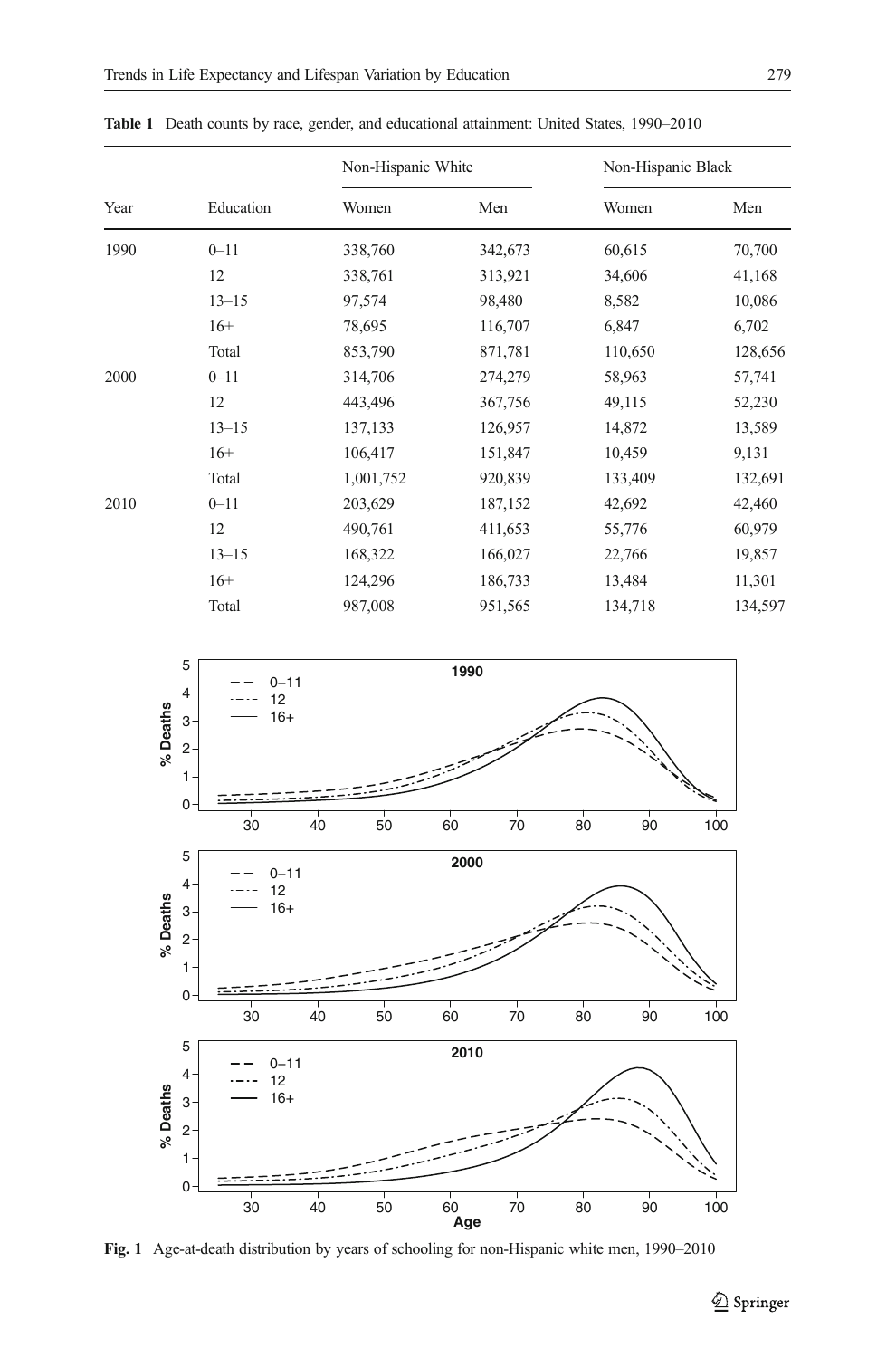**Table 1** Death counts by race, gender, and educational attainment: United States, 1990–2010

| Year | Education | Non-Hispanic White | | Non-Hispanic Black | |
|---|---|---|---|---|---|
| | | Women | Men | Women | Men |
| 1990 | 0–11 | 338,760 | 342,673 | 60,615 | 70,700 |
| | 12 | 338,761 | 313,921 | 34,606 | 41,168 |
| | 13–15 | 97,574 | 98,480 | 8,582 | 10,086 |
| | 16+ | 78,695 | 116,707 | 6,847 | 6,702 |
| | Total | 853,790 | 871,781 | 110,650 | 128,656 |
| 2000 | 0–11 | 314,706 | 274,279 | 58,963 | 57,741 |
| | 12 | 443,496 | 367,756 | 49,115 | 52,230 |
| | 13–15 | 137,133 | 126,957 | 14,872 | 13,589 |
| | 16+ | 106,417 | 151,847 | 10,459 | 9,131 |
| | Total | 1,001,752 | 920,839 | 133,409 | 132,691 |
| 2010 | 0–11 | 203,629 | 187,152 | 42,692 | 42,460 |
| | 12 | 490,761 | 411,653 | 55,776 | 60,979 |
| | 13–15 | 168,322 | 166,027 | 22,766 | 19,857 |
| | 16+ | 124,296 | 186,733 | 13,484 | 11,301 |
| | Total | 987,008 | 951,565 | 134,718 | 134,597 |

**Fig. 1** Age-at-death distribution by years of schooling for non-Hispanic white men, 1990–2010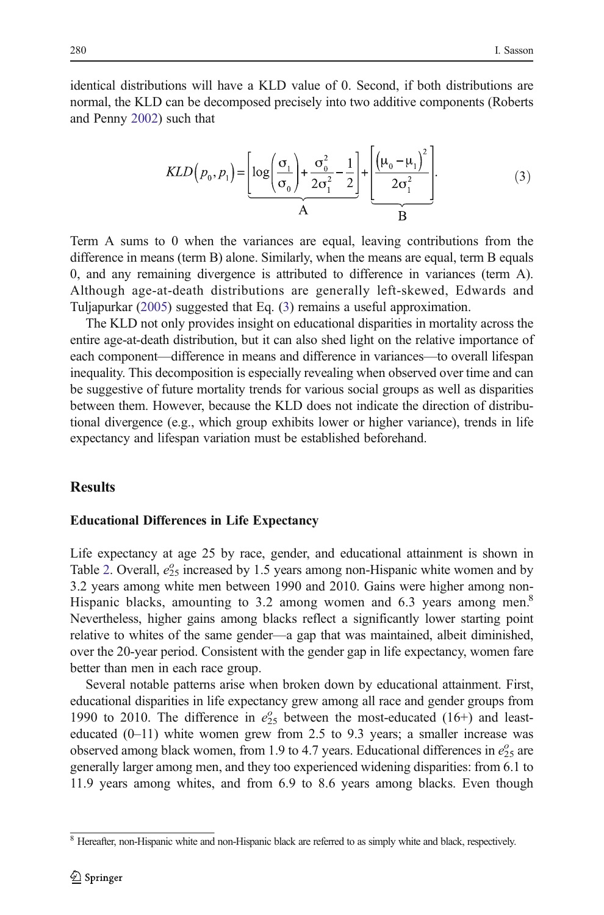identical distributions will have a KLD value of 0. Second, if both distributions are normal, the KLD can be decomposed precisely into two additive components (Roberts and Penny 2002) such that

$$KLD(p_0, p_1) = \underbrace{\left[\log\left(\frac{\sigma_1}{\sigma_0}\right) + \frac{\sigma_0^2}{2\sigma_1^2} - \frac{1}{2}\right]}_{A} + \underbrace{\left[\frac{(\mu_0 - \mu_1)^2}{2\sigma_1^2}\right]}_{B}. \tag{3}$$

Term A sums to 0 when the variances are equal, leaving contributions from the difference in means (term B) alone. Similarly, when the means are equal, term B equals 0, and any remaining divergence is attributed to difference in variances (term A). Although age-at-death distributions are generally left-skewed, Edwards and Tuljapurkar (2005) suggested that Eq. (3) remains a useful approximation.

The KLD not only provides insight on educational disparities in mortality across the entire age-at-death distribution, but it can also shed light on the relative importance of each component—difference in means and difference in variances—to overall lifespan inequality. This decomposition is especially revealing when observed over time and can be suggestive of future mortality trends for various social groups as well as disparities between them. However, because the KLD does not indicate the direction of distributional divergence (e.g., which group exhibits lower or higher variance), trends in life expectancy and lifespan variation must be established beforehand.

## Results

### Educational Differences in Life Expectancy

Life expectancy at age 25 by race, gender, and educational attainment is shown in Table 2. Overall, $e_{25}^{o}$ increased by 1.5 years among non-Hispanic white women and by 3.2 years among white men between 1990 and 2010. Gains were higher among non-Hispanic blacks, amounting to 3.2 among women and 6.3 years among men.[8] Nevertheless, higher gains among blacks reflect a significantly lower starting point relative to whites of the same gender—a gap that was maintained, albeit diminished, over the 20-year period. Consistent with the gender gap in life expectancy, women fare better than men in each race group.

Several notable patterns arise when broken down by educational attainment. First, educational disparities in life expectancy grew among all race and gender groups from 1990 to 2010. The difference in $e_{25}^{o}$ between the most-educated (16+) and least-educated (0–11) white women grew from 2.5 to 9.3 years; a smaller increase was observed among black women, from 1.9 to 4.7 years. Educational differences in $e_{25}^{o}$ are generally larger among men, and they too experienced widening disparities: from 6.1 to 11.9 years among whites, and from 6.9 to 8.6 years among blacks. Even though

[8] Hereafter, non-Hispanic white and non-Hispanic black are referred to as simply white and black, respectively.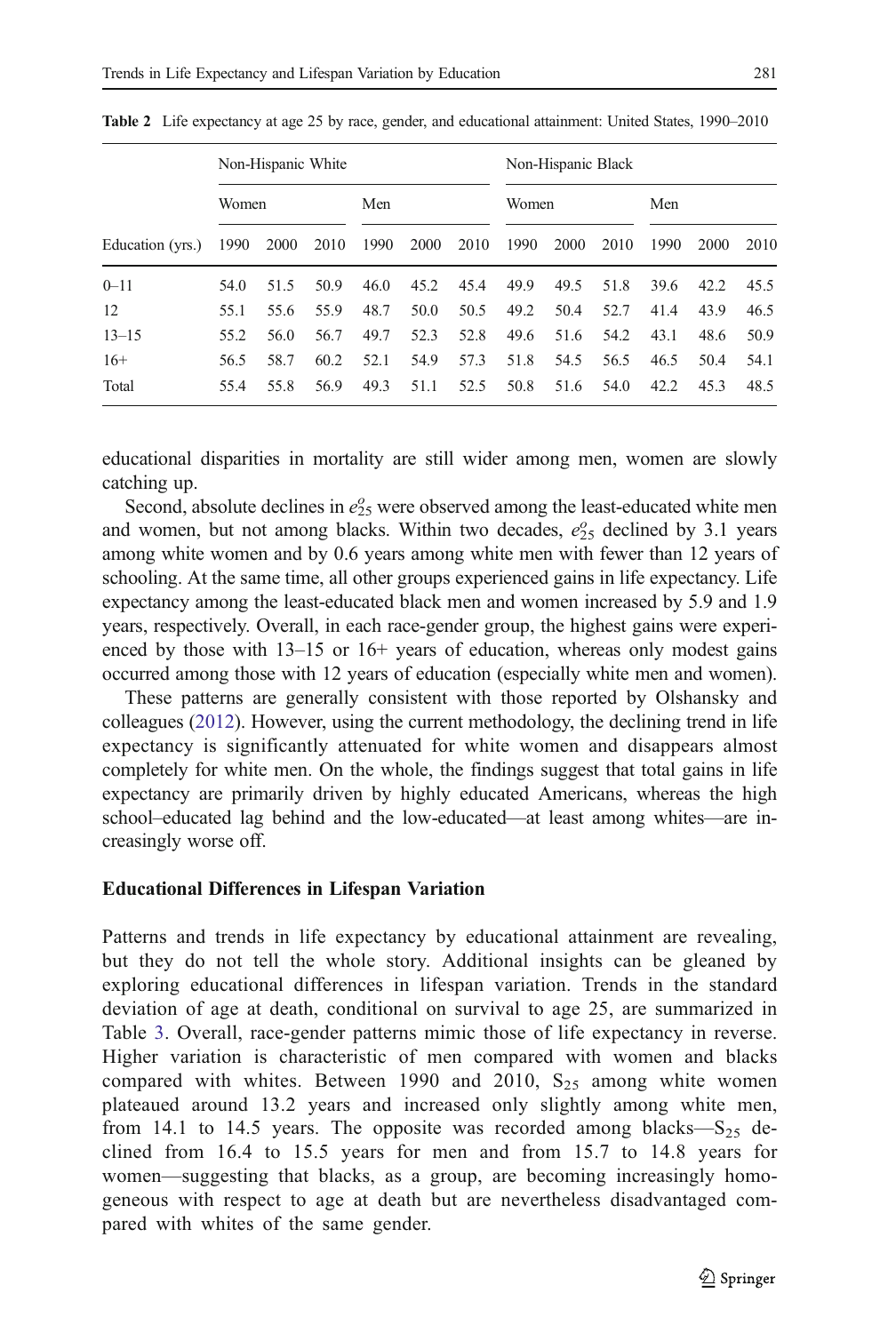Table 2 Life expectancy at age 25 by race, gender, and educational attainment: United States, 1990–2010

| | Non-Hispanic White | | | | | | Non-Hispanic Black | | | | | |
|---|---|---|---|---|---|---|---|---|---|---|---|---|
| | Women | | | Men | | | Women | | | Men | | |
| Education (yrs.) | 1990 | 2000 | 2010 | 1990 | 2000 | 2010 | 1990 | 2000 | 2010 | 1990 | 2000 | 2010 |
| 0–11 | 54.0 | 51.5 | 50.9 | 46.0 | 45.2 | 45.4 | 49.9 | 49.5 | 51.8 | 39.6 | 42.2 | 45.5 |
| 12 | 55.1 | 55.6 | 55.9 | 48.7 | 50.0 | 50.5 | 49.2 | 50.4 | 52.7 | 41.4 | 43.9 | 46.5 |
| 13–15 | 55.2 | 56.0 | 56.7 | 49.7 | 52.3 | 52.8 | 49.6 | 51.6 | 54.2 | 43.1 | 48.6 | 50.9 |
| 16+ | 56.5 | 58.7 | 60.2 | 52.1 | 54.9 | 57.3 | 51.8 | 54.5 | 56.5 | 46.5 | 50.4 | 54.1 |
| Total | 55.4 | 55.8 | 56.9 | 49.3 | 51.1 | 52.5 | 50.8 | 51.6 | 54.0 | 42.2 | 45.3 | 48.5 |

educational disparities in mortality are still wider among men, women are slowly catching up.

Second, absolute declines in $e^o_{25}$ were observed among the least-educated white men and women, but not among blacks. Within two decades, $e^o_{25}$ declined by 3.1 years among white women and by 0.6 years among white men with fewer than 12 years of schooling. At the same time, all other groups experienced gains in life expectancy. Life expectancy among the least-educated black men and women increased by 5.9 and 1.9 years, respectively. Overall, in each race-gender group, the highest gains were experienced by those with 13–15 or 16+ years of education, whereas only modest gains occurred among those with 12 years of education (especially white men and women).

These patterns are generally consistent with those reported by Olshansky and colleagues (2012). However, using the current methodology, the declining trend in life expectancy is significantly attenuated for white women and disappears almost completely for white men. On the whole, the findings suggest that total gains in life expectancy are primarily driven by highly educated Americans, whereas the high school–educated lag behind and the low-educated—at least among whites—are increasingly worse off.

### Educational Differences in Lifespan Variation

Patterns and trends in life expectancy by educational attainment are revealing, but they do not tell the whole story. Additional insights can be gleaned by exploring educational differences in lifespan variation. Trends in the standard deviation of age at death, conditional on survival to age 25, are summarized in Table 3. Overall, race-gender patterns mimic those of life expectancy in reverse. Higher variation is characteristic of men compared with women and blacks compared with whites. Between 1990 and 2010, $S_{25}$ among white women plateaued around 13.2 years and increased only slightly among white men, from 14.1 to 14.5 years. The opposite was recorded among blacks—$S_{25}$ declined from 16.4 to 15.5 years for men and from 15.7 to 14.8 years for women—suggesting that blacks, as a group, are becoming increasingly homogeneous with respect to age at death but are nevertheless disadvantaged compared with whites of the same gender.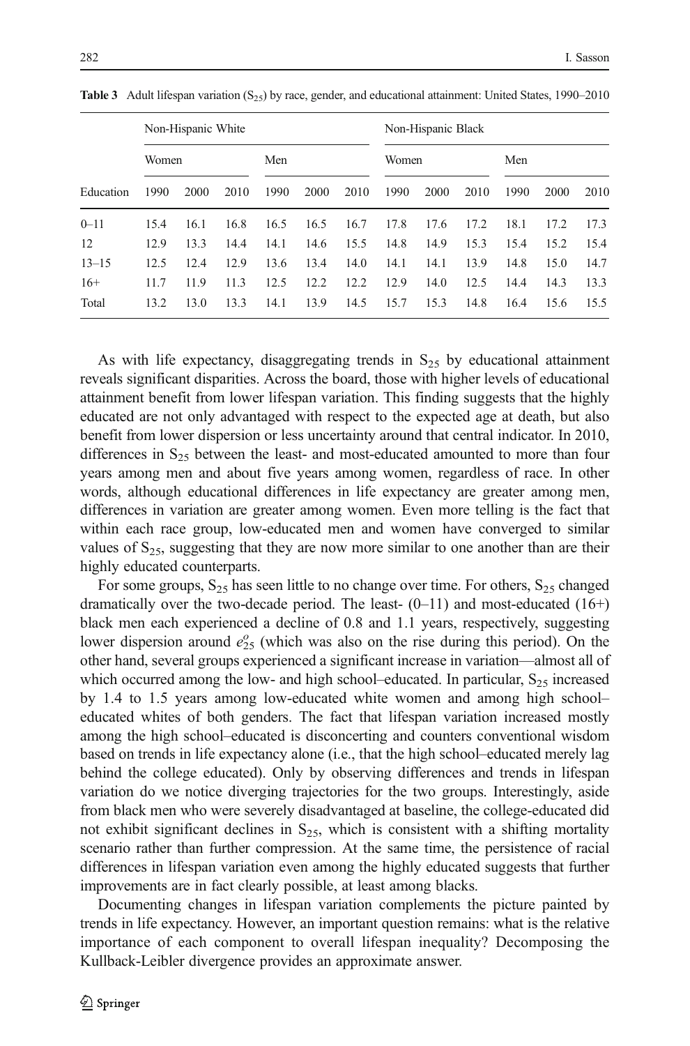**Table 3** Adult lifespan variation ($S_{25}$) by race, gender, and educational attainment: United States, 1990–2010

| | Non-Hispanic White | | | | | | Non-Hispanic Black | | | | | |
|---|---|---|---|---|---|---|---|---|---|---|---|---|
| | Women | | | Men | | | Women | | | Men | | |
| Education | 1990 | 2000 | 2010 | 1990 | 2000 | 2010 | 1990 | 2000 | 2010 | 1990 | 2000 | 2010 |
| 0–11 | 15.4 | 16.1 | 16.8 | 16.5 | 16.5 | 16.7 | 17.8 | 17.6 | 17.2 | 18.1 | 17.2 | 17.3 |
| 12 | 12.9 | 13.3 | 14.4 | 14.1 | 14.6 | 15.5 | 14.8 | 14.9 | 15.3 | 15.4 | 15.2 | 15.4 |
| 13–15 | 12.5 | 12.4 | 12.9 | 13.6 | 13.4 | 14.0 | 14.1 | 14.1 | 13.9 | 14.8 | 15.0 | 14.7 |
| 16+ | 11.7 | 11.9 | 11.3 | 12.5 | 12.2 | 12.2 | 12.9 | 14.0 | 12.5 | 14.4 | 14.3 | 13.3 |
| Total | 13.2 | 13.0 | 13.3 | 14.1 | 13.9 | 14.5 | 15.7 | 15.3 | 14.8 | 16.4 | 15.6 | 15.5 |

As with life expectancy, disaggregating trends in $S_{25}$ by educational attainment reveals significant disparities. Across the board, those with higher levels of educational attainment benefit from lower lifespan variation. This finding suggests that the highly educated are not only advantaged with respect to the expected age at death, but also benefit from lower dispersion or less uncertainty around that central indicator. In 2010, differences in $S_{25}$ between the least- and most-educated amounted to more than four years among men and about five years among women, regardless of race. In other words, although educational differences in life expectancy are greater among men, differences in variation are greater among women. Even more telling is the fact that within each race group, low-educated men and women have converged to similar values of $S_{25}$, suggesting that they are now more similar to one another than are their highly educated counterparts.

For some groups, $S_{25}$ has seen little to no change over time. For others, $S_{25}$ changed dramatically over the two-decade period. The least- (0–11) and most-educated (16+) black men each experienced a decline of 0.8 and 1.1 years, respectively, suggesting lower dispersion around $e^o_{25}$ (which was also on the rise during this period). On the other hand, several groups experienced a significant increase in variation—almost all of which occurred among the low- and high school–educated. In particular, $S_{25}$ increased by 1.4 to 1.5 years among low-educated white women and among high school–educated whites of both genders. The fact that lifespan variation increased mostly among the high school–educated is disconcerting and counters conventional wisdom based on trends in life expectancy alone (i.e., that the high school–educated merely lag behind the college educated). Only by observing differences and trends in lifespan variation do we notice diverging trajectories for the two groups. Interestingly, aside from black men who were severely disadvantaged at baseline, the college-educated did not exhibit significant declines in $S_{25}$, which is consistent with a shifting mortality scenario rather than further compression. At the same time, the persistence of racial differences in lifespan variation even among the highly educated suggests that further improvements are in fact clearly possible, at least among blacks.

Documenting changes in lifespan variation complements the picture painted by trends in life expectancy. However, an important question remains: what is the relative importance of each component to overall lifespan inequality? Decomposing the Kullback-Leibler divergence provides an approximate answer.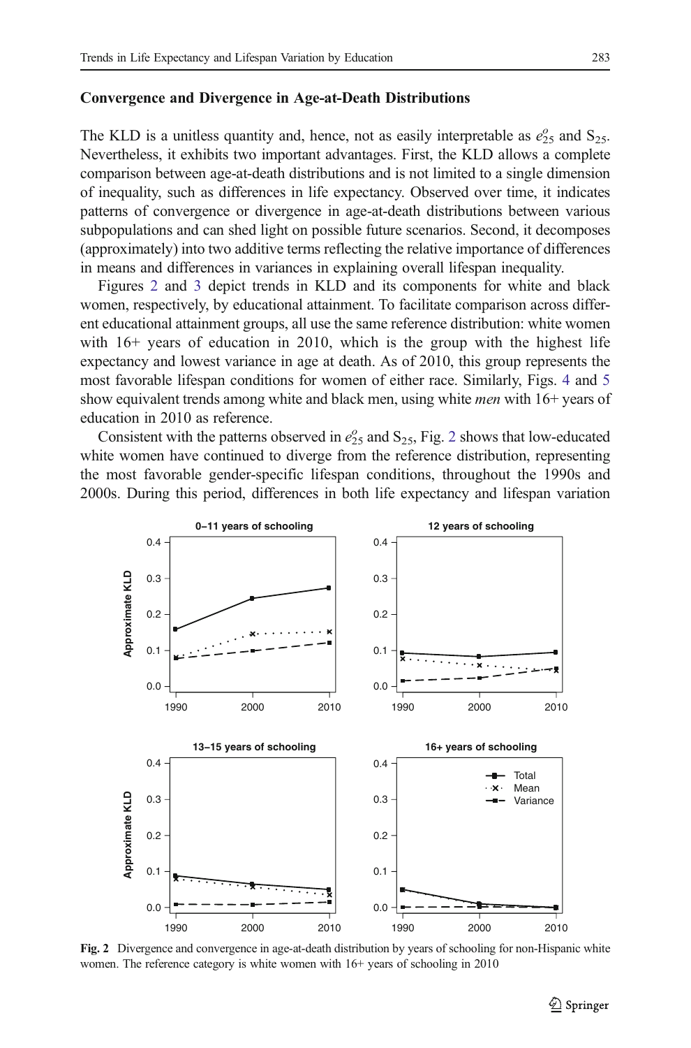### Convergence and Divergence in Age-at-Death Distributions

The KLD is a unitless quantity and, hence, not as easily interpretable as $e^o_{25}$ and $S_{25}$. Nevertheless, it exhibits two important advantages. First, the KLD allows a complete comparison between age-at-death distributions and is not limited to a single dimension of inequality, such as differences in life expectancy. Observed over time, it indicates patterns of convergence or divergence in age-at-death distributions between various subpopulations and can shed light on possible future scenarios. Second, it decomposes (approximately) into two additive terms reflecting the relative importance of differences in means and differences in variances in explaining overall lifespan inequality.

Figures 2 and 3 depict trends in KLD and its components for white and black women, respectively, by educational attainment. To facilitate comparison across different educational attainment groups, all use the same reference distribution: white women with 16+ years of education in 2010, which is the group with the highest life expectancy and lowest variance in age at death. As of 2010, this group represents the most favorable lifespan conditions for women of either race. Similarly, Figs. 4 and 5 show equivalent trends among white and black men, using white *men* with 16+ years of education in 2010 as reference.

Consistent with the patterns observed in $e^o_{25}$ and $S_{25}$, Fig. 2 shows that low-educated white women have continued to diverge from the reference distribution, representing the most favorable gender-specific lifespan conditions, throughout the 1990s and 2000s. During this period, differences in both life expectancy and lifespan variation

**Fig. 2** Divergence and convergence in age-at-death distribution by years of schooling for non-Hispanic white women. The reference category is white women with 16+ years of schooling in 2010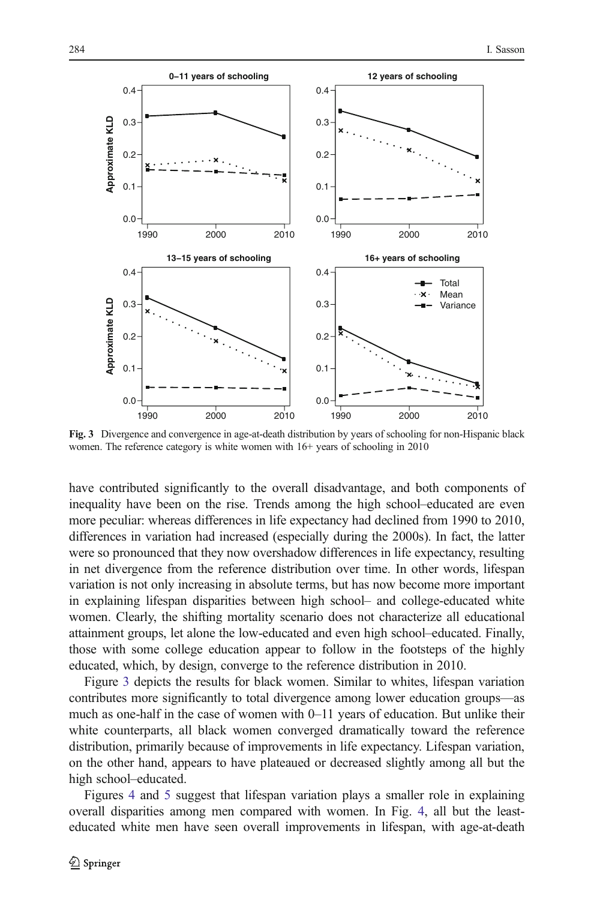Fig. 3 Divergence and convergence in age-at-death distribution by years of schooling for non-Hispanic black women. The reference category is white women with 16+ years of schooling in 2010

have contributed significantly to the overall disadvantage, and both components of inequality have been on the rise. Trends among the high school–educated are even more peculiar: whereas differences in life expectancy had declined from 1990 to 2010, differences in variation had increased (especially during the 2000s). In fact, the latter were so pronounced that they now overshadow differences in life expectancy, resulting in net divergence from the reference distribution over time. In other words, lifespan variation is not only increasing in absolute terms, but has now become more important in explaining lifespan disparities between high school– and college-educated white women. Clearly, the shifting mortality scenario does not characterize all educational attainment groups, let alone the low-educated and even high school–educated. Finally, those with some college education appear to follow in the footsteps of the highly educated, which, by design, converge to the reference distribution in 2010.

Figure 3 depicts the results for black women. Similar to whites, lifespan variation contributes more significantly to total divergence among lower education groups—as much as one-half in the case of women with 0–11 years of education. But unlike their white counterparts, all black women converged dramatically toward the reference distribution, primarily because of improvements in life expectancy. Lifespan variation, on the other hand, appears to have plateaued or decreased slightly among all but the high school–educated.

Figures 4 and 5 suggest that lifespan variation plays a smaller role in explaining overall disparities among men compared with women. In Fig. 4, all but the least-educated white men have seen overall improvements in lifespan, with age-at-death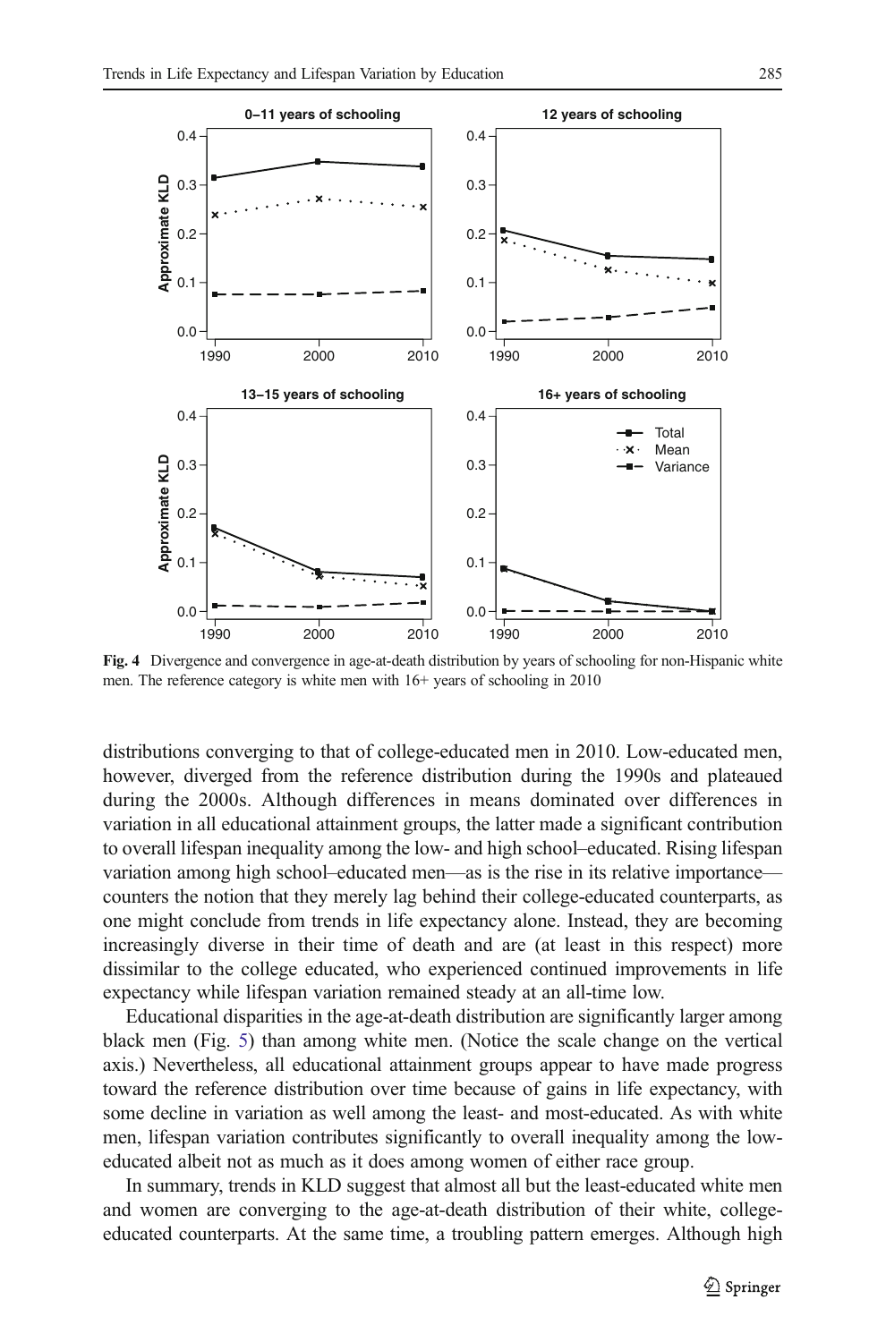Fig. 4 Divergence and convergence in age-at-death distribution by years of schooling for non-Hispanic white men. The reference category is white men with 16+ years of schooling in 2010

distributions converging to that of college-educated men in 2010. Low-educated men, however, diverged from the reference distribution during the 1990s and plateaued during the 2000s. Although differences in means dominated over differences in variation in all educational attainment groups, the latter made a significant contribution to overall lifespan inequality among the low- and high school–educated. Rising lifespan variation among high school–educated men—as is the rise in its relative importance—counters the notion that they merely lag behind their college-educated counterparts, as one might conclude from trends in life expectancy alone. Instead, they are becoming increasingly diverse in their time of death and are (at least in this respect) more dissimilar to the college educated, who experienced continued improvements in life expectancy while lifespan variation remained steady at an all-time low.

Educational disparities in the age-at-death distribution are significantly larger among black men (Fig. 5) than among white men. (Notice the scale change on the vertical axis.) Nevertheless, all educational attainment groups appear to have made progress toward the reference distribution over time because of gains in life expectancy, with some decline in variation as well among the least- and most-educated. As with white men, lifespan variation contributes significantly to overall inequality among the low-educated albeit not as much as it does among women of either race group.

In summary, trends in KLD suggest that almost all but the least-educated white men and women are converging to the age-at-death distribution of their white, college-educated counterparts. At the same time, a troubling pattern emerges. Although high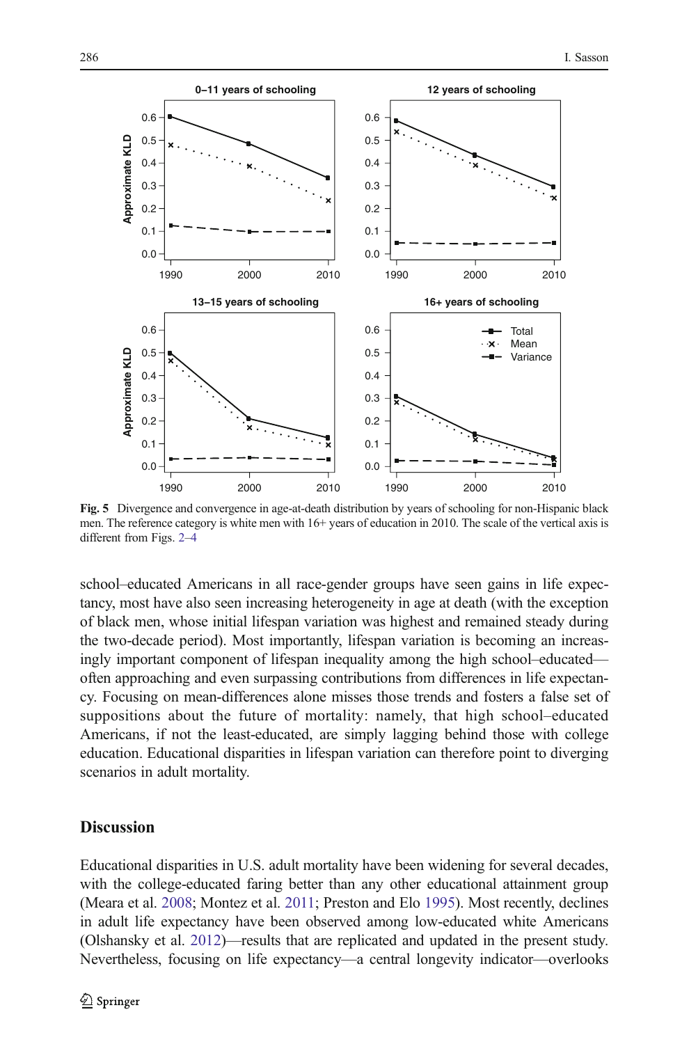Fig. 5 Divergence and convergence in age-at-death distribution by years of schooling for non-Hispanic black men. The reference category is white men with 16+ years of education in 2010. The scale of the vertical axis is different from Figs. 2–4

school–educated Americans in all race-gender groups have seen gains in life expectancy, most have also seen increasing heterogeneity in age at death (with the exception of black men, whose initial lifespan variation was highest and remained steady during the two-decade period). Most importantly, lifespan variation is becoming an increasingly important component of lifespan inequality among the high school–educated—often approaching and even surpassing contributions from differences in life expectancy. Focusing on mean-differences alone misses those trends and fosters a false set of suppositions about the future of mortality: namely, that high school–educated Americans, if not the least-educated, are simply lagging behind those with college education. Educational disparities in lifespan variation can therefore point to diverging scenarios in adult mortality.

## Discussion

Educational disparities in U.S. adult mortality have been widening for several decades, with the college-educated faring better than any other educational attainment group (Meara et al. 2008; Montez et al. 2011; Preston and Elo 1995). Most recently, declines in adult life expectancy have been observed among low-educated white Americans (Olshansky et al. 2012)—results that are replicated and updated in the present study. Nevertheless, focusing on life expectancy—a central longevity indicator—overlooks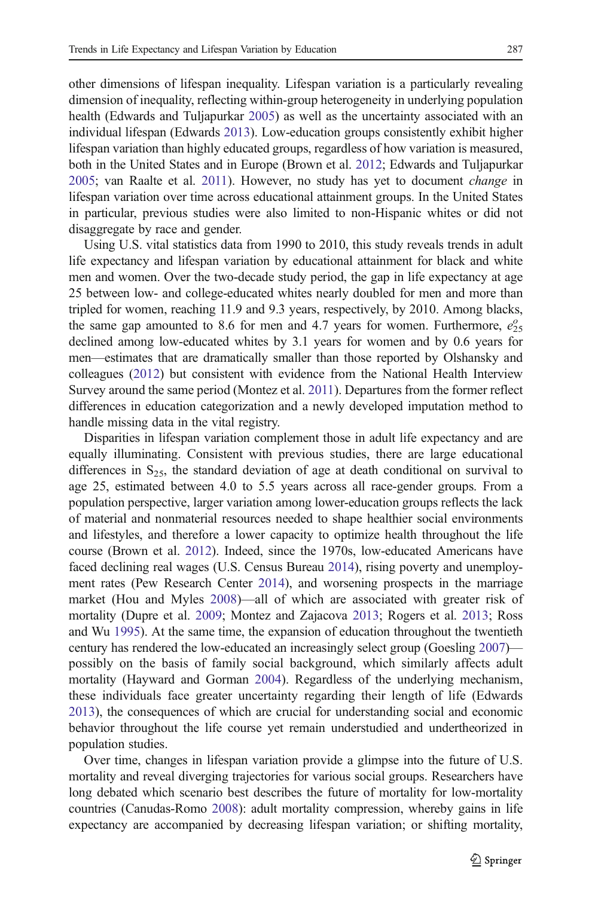other dimensions of lifespan inequality. Lifespan variation is a particularly revealing dimension of inequality, reflecting within-group heterogeneity in underlying population health (Edwards and Tuljapurkar 2005) as well as the uncertainty associated with an individual lifespan (Edwards 2013). Low-education groups consistently exhibit higher lifespan variation than highly educated groups, regardless of how variation is measured, both in the United States and in Europe (Brown et al. 2012; Edwards and Tuljapurkar 2005; van Raalte et al. 2011). However, no study has yet to document *change* in lifespan variation over time across educational attainment groups. In the United States in particular, previous studies were also limited to non-Hispanic whites or did not disaggregate by race and gender.

Using U.S. vital statistics data from 1990 to 2010, this study reveals trends in adult life expectancy and lifespan variation by educational attainment for black and white men and women. Over the two-decade study period, the gap in life expectancy at age 25 between low- and college-educated whites nearly doubled for men and more than tripled for women, reaching 11.9 and 9.3 years, respectively, by 2010. Among blacks, the same gap amounted to 8.6 for men and 4.7 years for women. Furthermore, $e_{25}^{o}$ declined among low-educated whites by 3.1 years for women and by 0.6 years for men—estimates that are dramatically smaller than those reported by Olshansky and colleagues (2012) but consistent with evidence from the National Health Interview Survey around the same period (Montez et al. 2011). Departures from the former reflect differences in education categorization and a newly developed imputation method to handle missing data in the vital registry.

Disparities in lifespan variation complement those in adult life expectancy and are equally illuminating. Consistent with previous studies, there are large educational differences in $S_{25}$, the standard deviation of age at death conditional on survival to age 25, estimated between 4.0 to 5.5 years across all race-gender groups. From a population perspective, larger variation among lower-education groups reflects the lack of material and nonmaterial resources needed to shape healthier social environments and lifestyles, and therefore a lower capacity to optimize health throughout the life course (Brown et al. 2012). Indeed, since the 1970s, low-educated Americans have faced declining real wages (U.S. Census Bureau 2014), rising poverty and unemployment rates (Pew Research Center 2014), and worsening prospects in the marriage market (Hou and Myles 2008)—all of which are associated with greater risk of mortality (Dupre et al. 2009; Montez and Zajacova 2013; Rogers et al. 2013; Ross and Wu 1995). At the same time, the expansion of education throughout the twentieth century has rendered the low-educated an increasingly select group (Goesling 2007)—possibly on the basis of family social background, which similarly affects adult mortality (Hayward and Gorman 2004). Regardless of the underlying mechanism, these individuals face greater uncertainty regarding their length of life (Edwards 2013), the consequences of which are crucial for understanding social and economic behavior throughout the life course yet remain understudied and undertheorized in population studies.

Over time, changes in lifespan variation provide a glimpse into the future of U.S. mortality and reveal diverging trajectories for various social groups. Researchers have long debated which scenario best describes the future of mortality for low-mortality countries (Canudas-Romo 2008): adult mortality compression, whereby gains in life expectancy are accompanied by decreasing lifespan variation; or shifting mortality,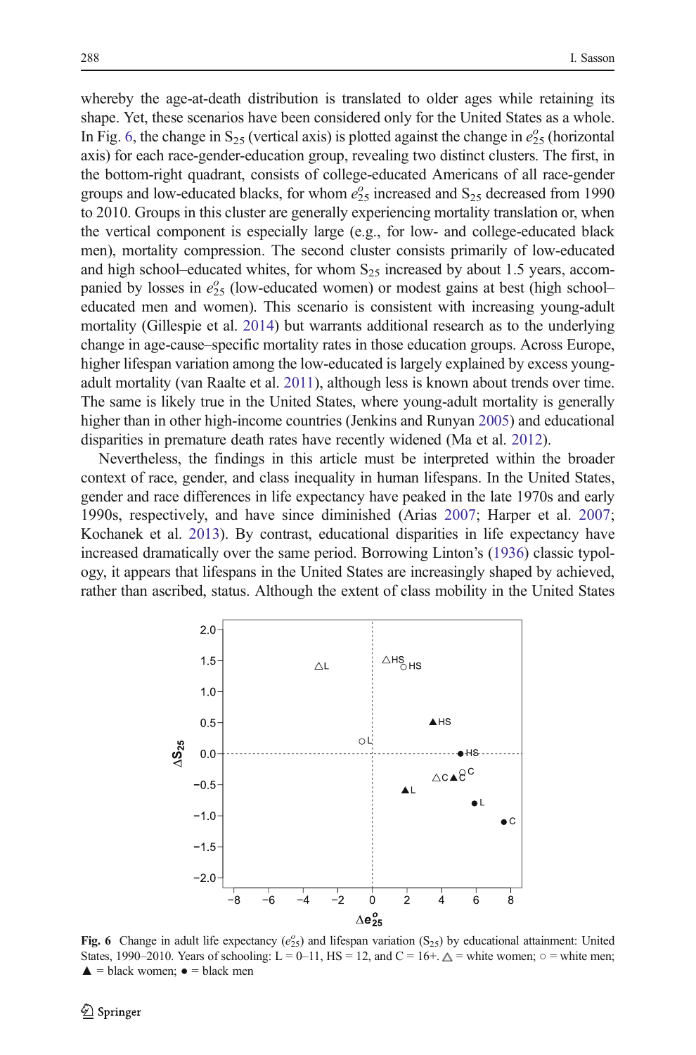whereby the age-at-death distribution is translated to older ages while retaining its shape. Yet, these scenarios have been considered only for the United States as a whole. In Fig. 6, the change in $S_{25}$ (vertical axis) is plotted against the change in $e^o_{25}$ (horizontal axis) for each race-gender-education group, revealing two distinct clusters. The first, in the bottom-right quadrant, consists of college-educated Americans of all race-gender groups and low-educated blacks, for whom $e^o_{25}$ increased and $S_{25}$ decreased from 1990 to 2010. Groups in this cluster are generally experiencing mortality translation or, when the vertical component is especially large (e.g., for low- and college-educated black men), mortality compression. The second cluster consists primarily of low-educated and high school–educated whites, for whom $S_{25}$ increased by about 1.5 years, accompanied by losses in $e^o_{25}$ (low-educated women) or modest gains at best (high school–educated men and women). This scenario is consistent with increasing young-adult mortality (Gillespie et al. 2014) but warrants additional research as to the underlying change in age-cause–specific mortality rates in those education groups. Across Europe, higher lifespan variation among the low-educated is largely explained by excess young-adult mortality (van Raalte et al. 2011), although less is known about trends over time. The same is likely true in the United States, where young-adult mortality is generally higher than in other high-income countries (Jenkins and Runyan 2005) and educational disparities in premature death rates have recently widened (Ma et al. 2012).

Nevertheless, the findings in this article must be interpreted within the broader context of race, gender, and class inequality in human lifespans. In the United States, gender and race differences in life expectancy have peaked in the late 1970s and early 1990s, respectively, and have since diminished (Arias 2007; Harper et al. 2007; Kochanek et al. 2013). By contrast, educational disparities in life expectancy have increased dramatically over the same period. Borrowing Linton's (1936) classic typology, it appears that lifespans in the United States are increasingly shaped by achieved, rather than ascribed, status. Although the extent of class mobility in the United States

**Fig. 6** Change in adult life expectancy ($e^o_{25}$) and lifespan variation ($S_{25}$) by educational attainment: United States, 1990–2010. Years of schooling: L = 0–11, HS = 12, and C = 16+. △ = white women; ○ = white men; ▲ = black women; ● = black men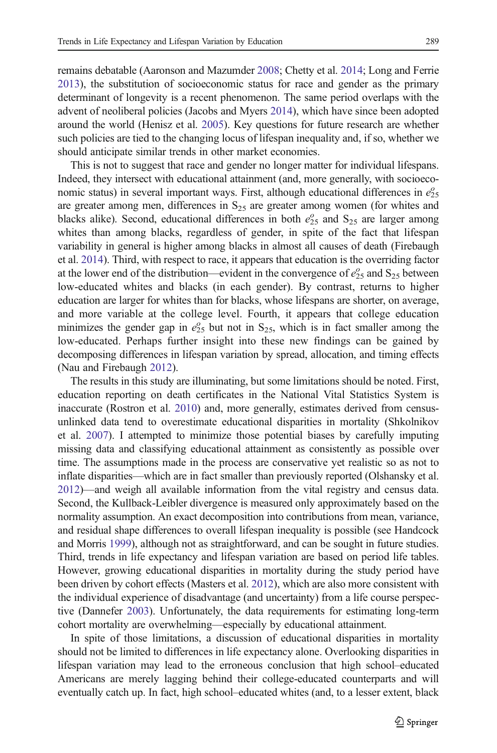remains debatable (Aaronson and Mazumder 2008; Chetty et al. 2014; Long and Ferrie 2013), the substitution of socioeconomic status for race and gender as the primary determinant of longevity is a recent phenomenon. The same period overlaps with the advent of neoliberal policies (Jacobs and Myers 2014), which have since been adopted around the world (Henisz et al. 2005). Key questions for future research are whether such policies are tied to the changing locus of lifespan inequality and, if so, whether we should anticipate similar trends in other market economies.

This is not to suggest that race and gender no longer matter for individual lifespans. Indeed, they intersect with educational attainment (and, more generally, with socioeconomic status) in several important ways. First, although educational differences in $e_{25}^{o}$ are greater among men, differences in $S_{25}$ are greater among women (for whites and blacks alike). Second, educational differences in both $e_{25}^{o}$ and $S_{25}$ are larger among whites than among blacks, regardless of gender, in spite of the fact that lifespan variability in general is higher among blacks in almost all causes of death (Firebaugh et al. 2014). Third, with respect to race, it appears that education is the overriding factor at the lower end of the distribution—evident in the convergence of $e_{25}^{o}$ and $S_{25}$ between low-educated whites and blacks (in each gender). By contrast, returns to higher education are larger for whites than for blacks, whose lifespans are shorter, on average, and more variable at the college level. Fourth, it appears that college education minimizes the gender gap in $e_{25}^{o}$ but not in $S_{25}$, which is in fact smaller among the low-educated. Perhaps further insight into these new findings can be gained by decomposing differences in lifespan variation by spread, allocation, and timing effects (Nau and Firebaugh 2012).

The results in this study are illuminating, but some limitations should be noted. First, education reporting on death certificates in the National Vital Statistics System is inaccurate (Rostron et al. 2010) and, more generally, estimates derived from census-unlinked data tend to overestimate educational disparities in mortality (Shkolnikov et al. 2007). I attempted to minimize those potential biases by carefully imputing missing data and classifying educational attainment as consistently as possible over time. The assumptions made in the process are conservative yet realistic so as not to inflate disparities—which are in fact smaller than previously reported (Olshansky et al. 2012)—and weigh all available information from the vital registry and census data. Second, the Kullback-Leibler divergence is measured only approximately based on the normality assumption. An exact decomposition into contributions from mean, variance, and residual shape differences to overall lifespan inequality is possible (see Handcock and Morris 1999), although not as straightforward, and can be sought in future studies. Third, trends in life expectancy and lifespan variation are based on period life tables. However, growing educational disparities in mortality during the study period have been driven by cohort effects (Masters et al. 2012), which are also more consistent with the individual experience of disadvantage (and uncertainty) from a life course perspective (Dannefer 2003). Unfortunately, the data requirements for estimating long-term cohort mortality are overwhelming—especially by educational attainment.

In spite of those limitations, a discussion of educational disparities in mortality should not be limited to differences in life expectancy alone. Overlooking disparities in lifespan variation may lead to the erroneous conclusion that high school–educated Americans are merely lagging behind their college-educated counterparts and will eventually catch up. In fact, high school–educated whites (and, to a lesser extent, black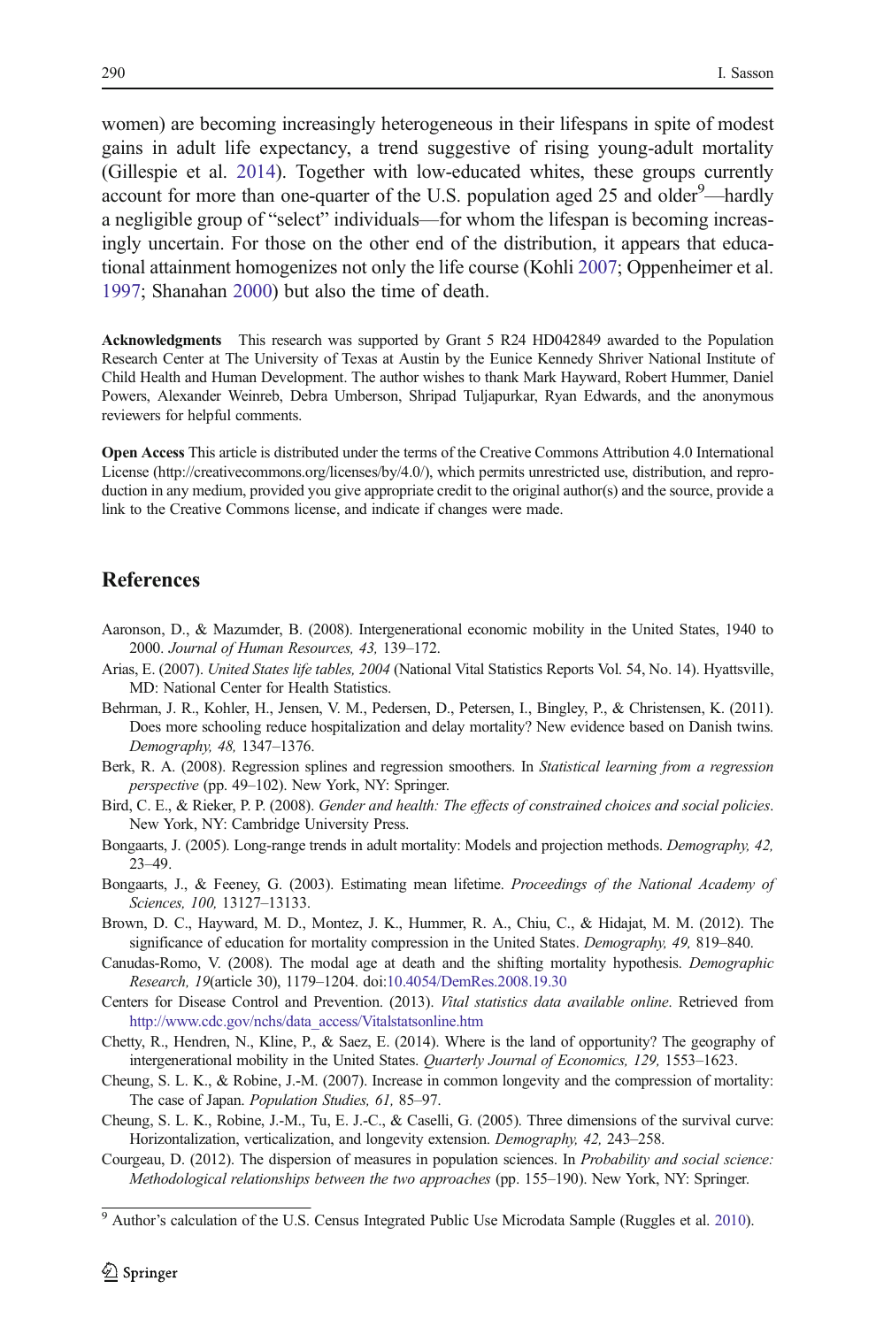women) are becoming increasingly heterogeneous in their lifespans in spite of modest gains in adult life expectancy, a trend suggestive of rising young-adult mortality (Gillespie et al. 2014). Together with low-educated whites, these groups currently account for more than one-quarter of the U.S. population aged 25 and older[9]—hardly a negligible group of "select" individuals—for whom the lifespan is becoming increasingly uncertain. For those on the other end of the distribution, it appears that educational attainment homogenizes not only the life course (Kohli 2007; Oppenheimer et al. 1997; Shanahan 2000) but also the time of death.

**Acknowledgments** This research was supported by Grant 5 R24 HD042849 awarded to the Population Research Center at The University of Texas at Austin by the Eunice Kennedy Shriver National Institute of Child Health and Human Development. The author wishes to thank Mark Hayward, Robert Hummer, Daniel Powers, Alexander Weinreb, Debra Umberson, Shripad Tuljapurkar, Ryan Edwards, and the anonymous reviewers for helpful comments.

**Open Access** This article is distributed under the terms of the Creative Commons Attribution 4.0 International License (http://creativecommons.org/licenses/by/4.0/), which permits unrestricted use, distribution, and reproduction in any medium, provided you give appropriate credit to the original author(s) and the source, provide a link to the Creative Commons license, and indicate if changes were made.

## References

Aaronson, D., & Mazumder, B. (2008). Intergenerational economic mobility in the United States, 1940 to 2000. *Journal of Human Resources, 43,* 139–172.

Arias, E. (2007). *United States life tables, 2004* (National Vital Statistics Reports Vol. 54, No. 14). Hyattsville, MD: National Center for Health Statistics.

Behrman, J. R., Kohler, H., Jensen, V. M., Pedersen, D., Petersen, I., Bingley, P., & Christensen, K. (2011). Does more schooling reduce hospitalization and delay mortality? New evidence based on Danish twins. *Demography, 48,* 1347–1376.

Berk, R. A. (2008). Regression splines and regression smoothers. In *Statistical learning from a regression perspective* (pp. 49–102). New York, NY: Springer.

Bird, C. E., & Rieker, P. P. (2008). *Gender and health: The effects of constrained choices and social policies*. New York, NY: Cambridge University Press.

Bongaarts, J. (2005). Long-range trends in adult mortality: Models and projection methods. *Demography, 42,* 23–49.

Bongaarts, J., & Feeney, G. (2003). Estimating mean lifetime. *Proceedings of the National Academy of Sciences, 100,* 13127–13133.

Brown, D. C., Hayward, M. D., Montez, J. K., Hummer, R. A., Chiu, C., & Hidajat, M. M. (2012). The significance of education for mortality compression in the United States. *Demography, 49,* 819–840.

Canudas-Romo, V. (2008). The modal age at death and the shifting mortality hypothesis. *Demographic Research, 19*(article 30), 1179–1204. doi:10.4054/DemRes.2008.19.30

Centers for Disease Control and Prevention. (2013). *Vital statistics data available online*. Retrieved from http://www.cdc.gov/nchs/data_access/Vitalstatsonline.htm

Chetty, R., Hendren, N., Kline, P., & Saez, E. (2014). Where is the land of opportunity? The geography of intergenerational mobility in the United States. *Quarterly Journal of Economics, 129,* 1553–1623.

Cheung, S. L. K., & Robine, J.-M. (2007). Increase in common longevity and the compression of mortality: The case of Japan. *Population Studies, 61,* 85–97.

Cheung, S. L. K., Robine, J.-M., Tu, E. J.-C., & Caselli, G. (2005). Three dimensions of the survival curve: Horizontalization, verticalization, and longevity extension. *Demography, 42,* 243–258.

Courgeau, D. (2012). The dispersion of measures in population sciences. In *Probability and social science: Methodological relationships between the two approaches* (pp. 155–190). New York, NY: Springer.

[9] Author's calculation of the U.S. Census Integrated Public Use Microdata Sample (Ruggles et al. 2010).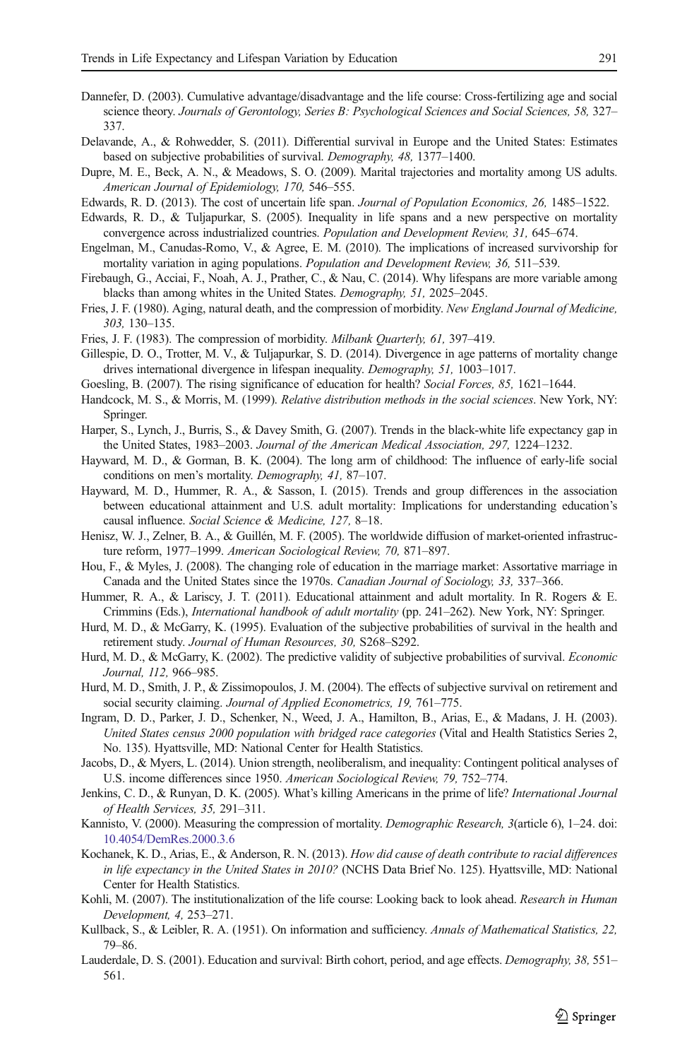Dannefer, D. (2003). Cumulative advantage/disadvantage and the life course: Cross-fertilizing age and social science theory. *Journals of Gerontology, Series B: Psychological Sciences and Social Sciences, 58,* 327–337.

Delavande, A., & Rohwedder, S. (2011). Differential survival in Europe and the United States: Estimates based on subjective probabilities of survival. *Demography, 48,* 1377–1400.

Dupre, M. E., Beck, A. N., & Meadows, S. O. (2009). Marital trajectories and mortality among US adults. *American Journal of Epidemiology, 170,* 546–555.

Edwards, R. D. (2013). The cost of uncertain life span. *Journal of Population Economics, 26,* 1485–1522.

Edwards, R. D., & Tuljapurkar, S. (2005). Inequality in life spans and a new perspective on mortality convergence across industrialized countries. *Population and Development Review, 31,* 645–674.

Engelman, M., Canudas-Romo, V., & Agree, E. M. (2010). The implications of increased survivorship for mortality variation in aging populations. *Population and Development Review, 36,* 511–539.

Firebaugh, G., Acciai, F., Noah, A. J., Prather, C., & Nau, C. (2014). Why lifespans are more variable among blacks than among whites in the United States. *Demography, 51,* 2025–2045.

Fries, J. F. (1980). Aging, natural death, and the compression of morbidity. *New England Journal of Medicine, 303,* 130–135.

Fries, J. F. (1983). The compression of morbidity. *Milbank Quarterly, 61,* 397–419.

Gillespie, D. O., Trotter, M. V., & Tuljapurkar, S. D. (2014). Divergence in age patterns of mortality change drives international divergence in lifespan inequality. *Demography, 51,* 1003–1017.

Goesling, B. (2007). The rising significance of education for health? *Social Forces, 85,* 1621–1644.

Handcock, M. S., & Morris, M. (1999). *Relative distribution methods in the social sciences*. New York, NY: Springer.

Harper, S., Lynch, J., Burris, S., & Davey Smith, G. (2007). Trends in the black-white life expectancy gap in the United States, 1983–2003. *Journal of the American Medical Association, 297,* 1224–1232.

Hayward, M. D., & Gorman, B. K. (2004). The long arm of childhood: The influence of early-life social conditions on men's mortality. *Demography, 41,* 87–107.

Hayward, M. D., Hummer, R. A., & Sasson, I. (2015). Trends and group differences in the association between educational attainment and U.S. adult mortality: Implications for understanding education's causal influence. *Social Science & Medicine, 127,* 8–18.

Henisz, W. J., Zelner, B. A., & Guillén, M. F. (2005). The worldwide diffusion of market-oriented infrastructure reform, 1977–1999. *American Sociological Review, 70,* 871–897.

Hou, F., & Myles, J. (2008). The changing role of education in the marriage market: Assortative marriage in Canada and the United States since the 1970s. *Canadian Journal of Sociology, 33,* 337–366.

Hummer, R. A., & Lariscy, J. T. (2011). Educational attainment and adult mortality. In R. Rogers & E. Crimmins (Eds.), *International handbook of adult mortality* (pp. 241–262). New York, NY: Springer.

Hurd, M. D., & McGarry, K. (1995). Evaluation of the subjective probabilities of survival in the health and retirement study. *Journal of Human Resources, 30,* S268–S292.

Hurd, M. D., & McGarry, K. (2002). The predictive validity of subjective probabilities of survival. *Economic Journal, 112,* 966–985.

Hurd, M. D., Smith, J. P., & Zissimopoulos, J. M. (2004). The effects of subjective survival on retirement and social security claiming. *Journal of Applied Econometrics, 19,* 761–775.

Ingram, D. D., Parker, J. D., Schenker, N., Weed, J. A., Hamilton, B., Arias, E., & Madans, J. H. (2003). *United States census 2000 population with bridged race categories* (Vital and Health Statistics Series 2, No. 135). Hyattsville, MD: National Center for Health Statistics.

Jacobs, D., & Myers, L. (2014). Union strength, neoliberalism, and inequality: Contingent political analyses of U.S. income differences since 1950. *American Sociological Review, 79,* 752–774.

Jenkins, C. D., & Runyan, D. K. (2005). What's killing Americans in the prime of life? *International Journal of Health Services, 35,* 291–311.

Kannisto, V. (2000). Measuring the compression of mortality. *Demographic Research, 3*(article 6), 1–24. doi: 10.4054/DemRes.2000.3.6

Kochanek, K. D., Arias, E., & Anderson, R. N. (2013). *How did cause of death contribute to racial differences in life expectancy in the United States in 2010?* (NCHS Data Brief No. 125). Hyattsville, MD: National Center for Health Statistics.

Kohli, M. (2007). The institutionalization of the life course: Looking back to look ahead. *Research in Human Development, 4,* 253–271.

Kullback, S., & Leibler, R. A. (1951). On information and sufficiency. *Annals of Mathematical Statistics, 22,* 79–86.

Lauderdale, D. S. (2001). Education and survival: Birth cohort, period, and age effects. *Demography, 38,* 551–561.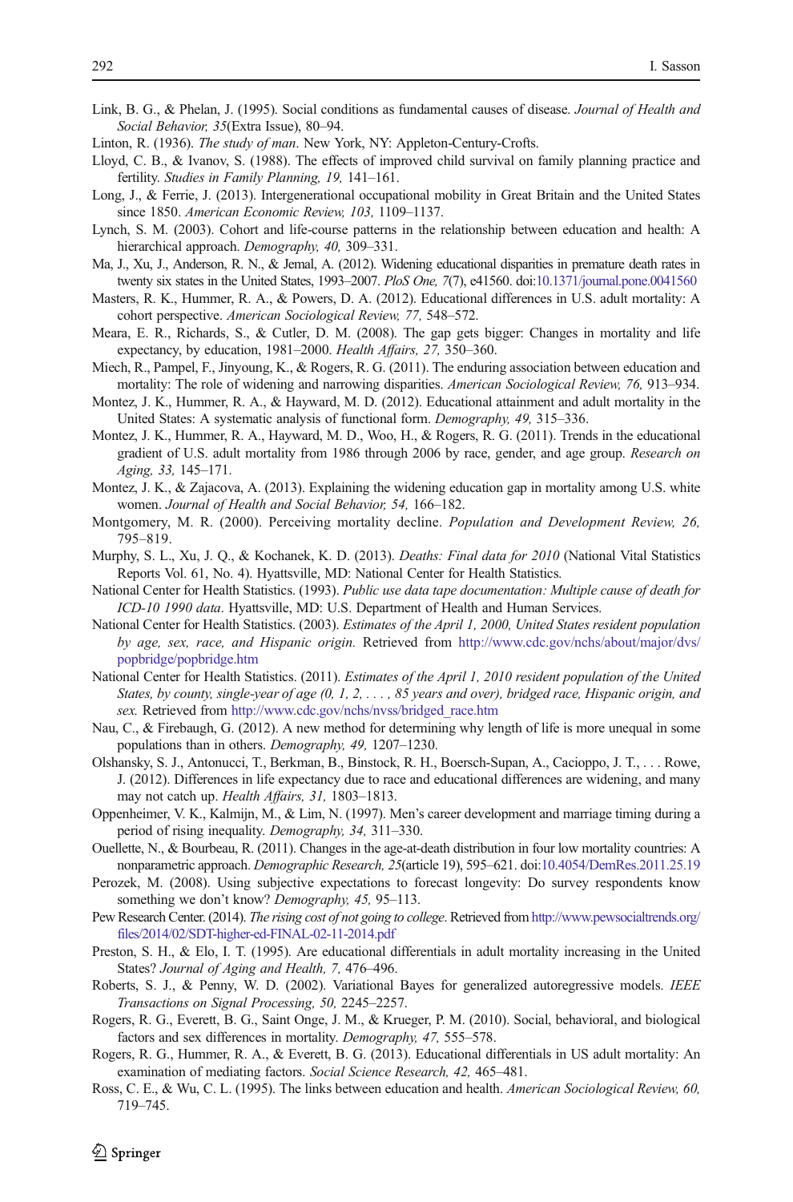Link, B. G., & Phelan, J. (1995). Social conditions as fundamental causes of disease. *Journal of Health and Social Behavior, 35*(Extra Issue), 80–94.

Linton, R. (1936). *The study of man*. New York, NY: Appleton-Century-Crofts.

Lloyd, C. B., & Ivanov, S. (1988). The effects of improved child survival on family planning practice and fertility. *Studies in Family Planning, 19,* 141–161.

Long, J., & Ferrie, J. (2013). Intergenerational occupational mobility in Great Britain and the United States since 1850. *American Economic Review, 103,* 1109–1137.

Lynch, S. M. (2003). Cohort and life-course patterns in the relationship between education and health: A hierarchical approach. *Demography, 40,* 309–331.

Ma, J., Xu, J., Anderson, R. N., & Jemal, A. (2012). Widening educational disparities in premature death rates in twenty six states in the United States, 1993–2007. *PloS One, 7*(7), e41560. doi:10.1371/journal.pone.0041560

Masters, R. K., Hummer, R. A., & Powers, D. A. (2012). Educational differences in U.S. adult mortality: A cohort perspective. *American Sociological Review, 77,* 548–572.

Meara, E. R., Richards, S., & Cutler, D. M. (2008). The gap gets bigger: Changes in mortality and life expectancy, by education, 1981–2000. *Health Affairs, 27,* 350–360.

Miech, R., Pampel, F., Jinyoung, K., & Rogers, R. G. (2011). The enduring association between education and mortality: The role of widening and narrowing disparities. *American Sociological Review, 76,* 913–934.

Montez, J. K., Hummer, R. A., & Hayward, M. D. (2012). Educational attainment and adult mortality in the United States: A systematic analysis of functional form. *Demography, 49,* 315–336.

Montez, J. K., Hummer, R. A., Hayward, M. D., Woo, H., & Rogers, R. G. (2011). Trends in the educational gradient of U.S. adult mortality from 1986 through 2006 by race, gender, and age group. *Research on Aging, 33,* 145–171.

Montez, J. K., & Zajacova, A. (2013). Explaining the widening education gap in mortality among U.S. white women. *Journal of Health and Social Behavior, 54,* 166–182.

Montgomery, M. R. (2000). Perceiving mortality decline. *Population and Development Review, 26,* 795–819.

Murphy, S. L., Xu, J. Q., & Kochanek, K. D. (2013). *Deaths: Final data for 2010* (National Vital Statistics Reports Vol. 61, No. 4). Hyattsville, MD: National Center for Health Statistics.

National Center for Health Statistics. (1993). *Public use data tape documentation: Multiple cause of death for ICD-10 1990 data*. Hyattsville, MD: U.S. Department of Health and Human Services.

National Center for Health Statistics. (2003). *Estimates of the April 1, 2000, United States resident population by age, sex, race, and Hispanic origin.* Retrieved from http://www.cdc.gov/nchs/about/major/dvs/popbridge/popbridge.htm

National Center for Health Statistics. (2011). *Estimates of the April 1, 2010 resident population of the United States, by county, single-year of age (0, 1, 2, . . . , 85 years and over), bridged race, Hispanic origin, and sex.* Retrieved from http://www.cdc.gov/nchs/nvss/bridged_race.htm

Nau, C., & Firebaugh, G. (2012). A new method for determining why length of life is more unequal in some populations than in others. *Demography, 49,* 1207–1230.

Olshansky, S. J., Antonucci, T., Berkman, B., Binstock, R. H., Boersch-Supan, A., Cacioppo, J. T., . . . Rowe, J. (2012). Differences in life expectancy due to race and educational differences are widening, and many may not catch up. *Health Affairs, 31,* 1803–1813.

Oppenheimer, V. K., Kalmijn, M., & Lim, N. (1997). Men's career development and marriage timing during a period of rising inequality. *Demography, 34,* 311–330.

Ouellette, N., & Bourbeau, R. (2011). Changes in the age-at-death distribution in four low mortality countries: A nonparametric approach. *Demographic Research, 25*(article 19), 595–621. doi:10.4054/DemRes.2011.25.19

Perozek, M. (2008). Using subjective expectations to forecast longevity: Do survey respondents know something we don't know? *Demography, 45,* 95–113.

Pew Research Center. (2014). *The rising cost of not going to college*. Retrieved from http://www.pewsocialtrends.org/files/2014/02/SDT-higher-ed-FINAL-02-11-2014.pdf

Preston, S. H., & Elo, I. T. (1995). Are educational differentials in adult mortality increasing in the United States? *Journal of Aging and Health, 7,* 476–496.

Roberts, S. J., & Penny, W. D. (2002). Variational Bayes for generalized autoregressive models. *IEEE Transactions on Signal Processing, 50,* 2245–2257.

Rogers, R. G., Everett, B. G., Saint Onge, J. M., & Krueger, P. M. (2010). Social, behavioral, and biological factors and sex differences in mortality. *Demography, 47,* 555–578.

Rogers, R. G., Hummer, R. A., & Everett, B. G. (2013). Educational differentials in US adult mortality: An examination of mediating factors. *Social Science Research, 42,* 465–481.

Ross, C. E., & Wu, C. L. (1995). The links between education and health. *American Sociological Review, 60,* 719–745.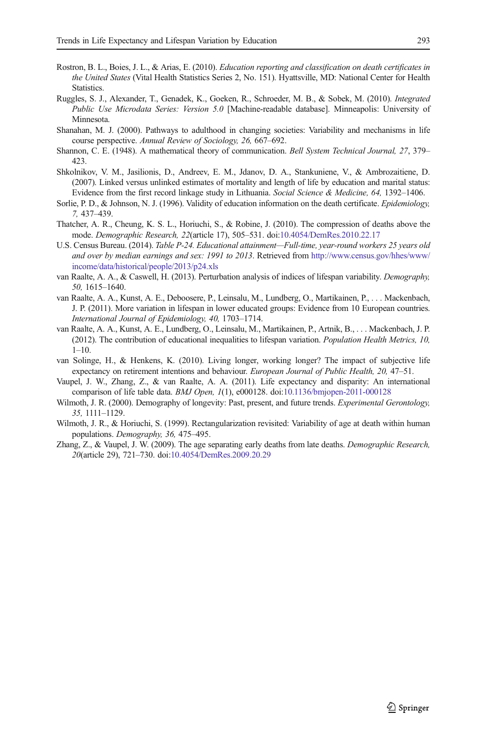Rostron, B. L., Boies, J. L., & Arias, E. (2010). *Education reporting and classification on death certificates in the United States* (Vital Health Statistics Series 2, No. 151). Hyattsville, MD: National Center for Health Statistics.

Ruggles, S. J., Alexander, T., Genadek, K., Goeken, R., Schroeder, M. B., & Sobek, M. (2010). *Integrated Public Use Microdata Series: Version 5.0* [Machine-readable database]. Minneapolis: University of Minnesota.

Shanahan, M. J. (2000). Pathways to adulthood in changing societies: Variability and mechanisms in life course perspective. *Annual Review of Sociology, 26,* 667–692.

Shannon, C. E. (1948). A mathematical theory of communication. *Bell System Technical Journal, 27*, 379–423.

Shkolnikov, V. M., Jasilionis, D., Andreev, E. M., Jdanov, D. A., Stankuniene, V., & Ambrozaitiene, D. (2007). Linked versus unlinked estimates of mortality and length of life by education and marital status: Evidence from the first record linkage study in Lithuania. *Social Science & Medicine, 64,* 1392–1406.

Sorlie, P. D., & Johnson, N. J. (1996). Validity of education information on the death certificate. *Epidemiology, 7,* 437–439.

Thatcher, A. R., Cheung, K. S. L., Horiuchi, S., & Robine, J. (2010). The compression of deaths above the mode. *Demographic Research, 22*(article 17), 505–531. doi:10.4054/DemRes.2010.22.17

U.S. Census Bureau. (2014). *Table P-24. Educational attainment—Full-time, year-round workers 25 years old and over by median earnings and sex: 1991 to 2013*. Retrieved from http://www.census.gov/hhes/www/income/data/historical/people/2013/p24.xls

van Raalte, A. A., & Caswell, H. (2013). Perturbation analysis of indices of lifespan variability. *Demography, 50,* 1615–1640.

van Raalte, A. A., Kunst, A. E., Deboosere, P., Leinsalu, M., Lundberg, O., Martikainen, P., . . . Mackenbach, J. P. (2011). More variation in lifespan in lower educated groups: Evidence from 10 European countries. *International Journal of Epidemiology, 40,* 1703–1714.

van Raalte, A. A., Kunst, A. E., Lundberg, O., Leinsalu, M., Martikainen, P., Artnik, B., . . . Mackenbach, J. P. (2012). The contribution of educational inequalities to lifespan variation. *Population Health Metrics, 10,* 1–10.

van Solinge, H., & Henkens, K. (2010). Living longer, working longer? The impact of subjective life expectancy on retirement intentions and behaviour. *European Journal of Public Health, 20,* 47–51.

Vaupel, J. W., Zhang, Z., & van Raalte, A. A. (2011). Life expectancy and disparity: An international comparison of life table data. *BMJ Open, 1*(1), e000128. doi:10.1136/bmjopen-2011-000128

Wilmoth, J. R. (2000). Demography of longevity: Past, present, and future trends. *Experimental Gerontology, 35,* 1111–1129.

Wilmoth, J. R., & Horiuchi, S. (1999). Rectangularization revisited: Variability of age at death within human populations. *Demography, 36,* 475–495.

Zhang, Z., & Vaupel, J. W. (2009). The age separating early deaths from late deaths. *Demographic Research, 20*(article 29), 721–730. doi:10.4054/DemRes.2009.20.29